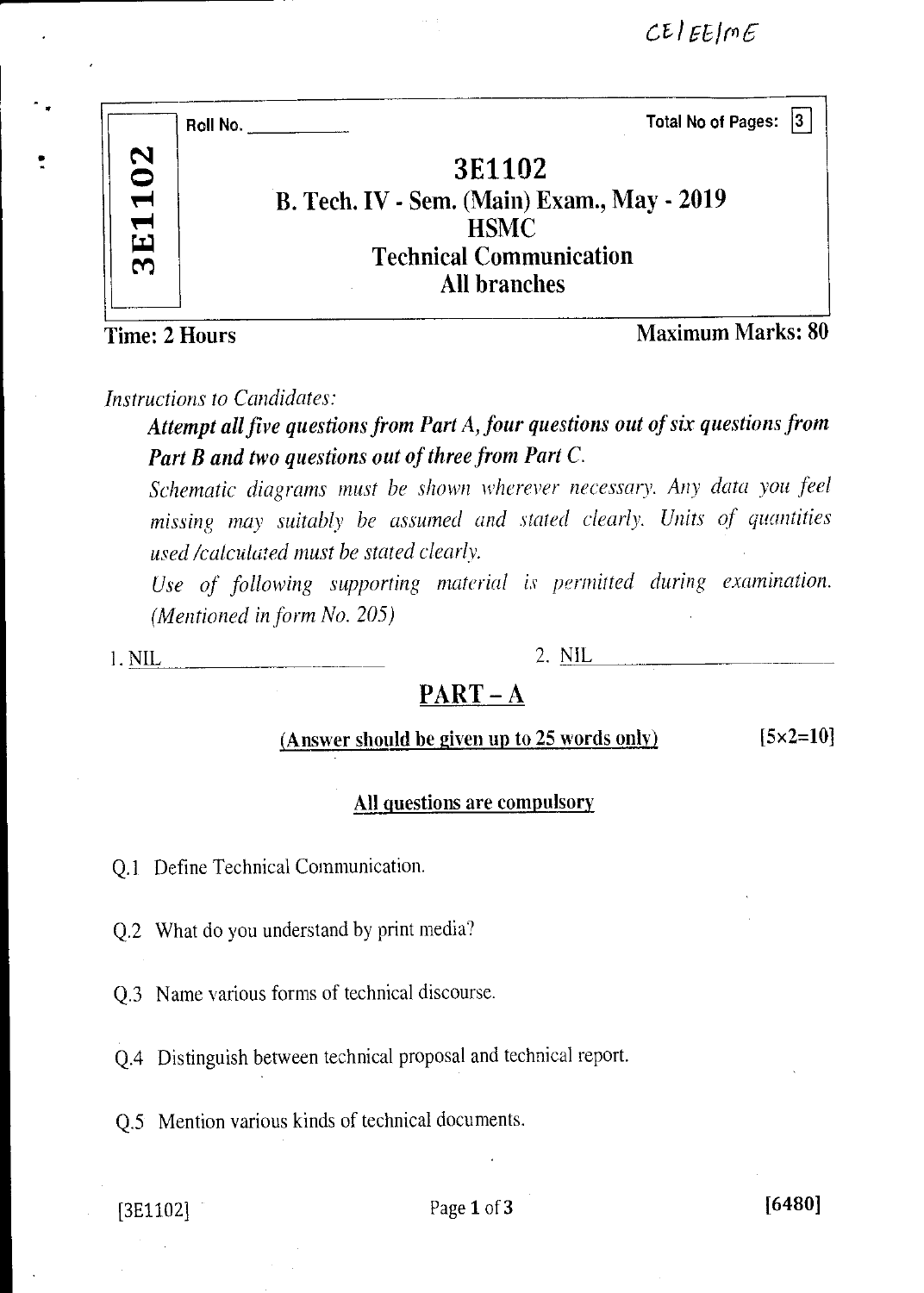CE/EE/ME

Roll No. ____________

Total No of Pages: 3

3E1102

# 3E1102
## B. Tech. IV - Sem. (Main) Exam., May - 2019
## HSMC
## Technical Communication
## All branches

**Time: 2 Hours** **Maximum Marks: 80**

*Instructions to Candidates:*

***Attempt all five questions from Part A, four questions out of six questions from Part B and two questions out of three from Part C.***

*Schematic diagrams must be shown wherever necessary. Any data you feel missing may suitably be assumed and stated clearly. Units of quantities used /calculated must be stated clearly.*

*Use of following supporting material is permitted during examination. (Mentioned in form No. 205)*

1. NIL 2. NIL

## PART – A

**(Answer should be given up to 25 words only)** **[5×2=10]**

**All questions are compulsory**

Q.1 Define Technical Communication.

Q.2 What do you understand by print media?

Q.3 Name various forms of technical discourse.

Q.4 Distinguish between technical proposal and technical report.

Q.5 Mention various kinds of technical documents.

[3E1102] **[6480]**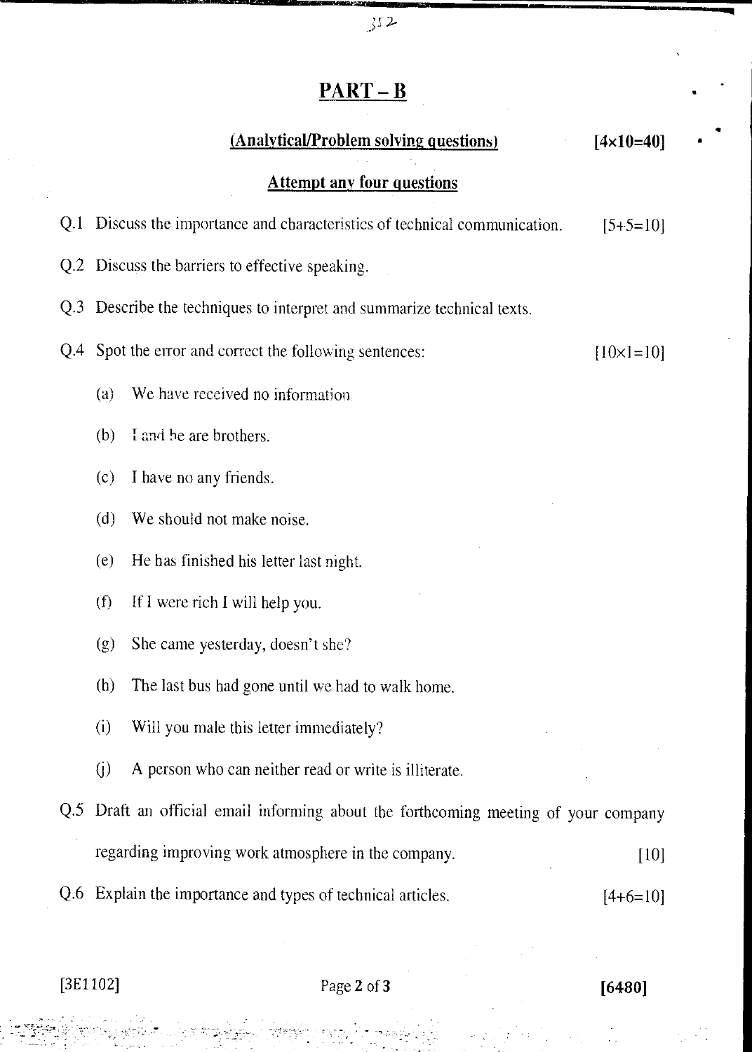## PART – B

**(Analytical/Problem solving questions)** **[4×10=40]**

**Attempt any four questions**

Q.1 Discuss the importance and characteristics of technical communication. [5+5=10]

Q.2 Discuss the barriers to effective speaking.

Q.3 Describe the techniques to interpret and summarize technical texts.

Q.4 Spot the error and correct the following sentences: [10×1=10]

(a) We have received no information.

(b) I and he are brothers.

(c) I have no any friends.

(d) We should not make noise.

(e) He has finished his letter last night.

(f) If I were rich I will help you.

(g) She came yesterday, doesn't she?

(h) The last bus had gone until we had to walk home.

(i) Will you male this letter immediately?

(j) A person who can neither read or write is illiterate.

Q.5 Draft an official email informing about the forthcoming meeting of your company regarding improving work atmosphere in the company. [10]

Q.6 Explain the importance and types of technical articles. [4+6=10]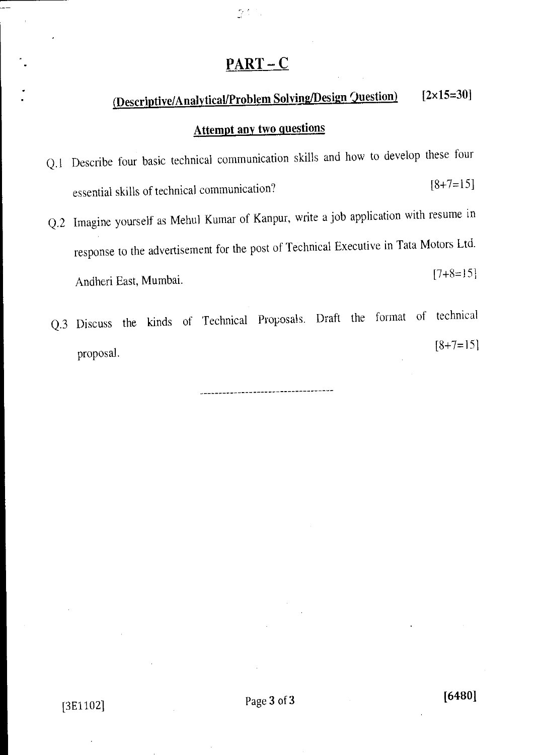## PART – C

### (Descriptive/Analytical/Problem Solving/Design Question) [2×15=30]

**Attempt any two questions**

Q.1 Describe four basic technical communication skills and how to develop these four essential skills of technical communication? [8+7=15]

Q.2 Imagine yourself as Mehul Kumar of Kanpur, write a job application with resume in response to the advertisement for the post of Technical Executive in Tata Motors Ltd. Andheri East, Mumbai. [7+8=15]

Q.3 Discuss the kinds of Technical Proposals. Draft the format of technical proposal. [8+7=15]

---

[3E1102] [6480]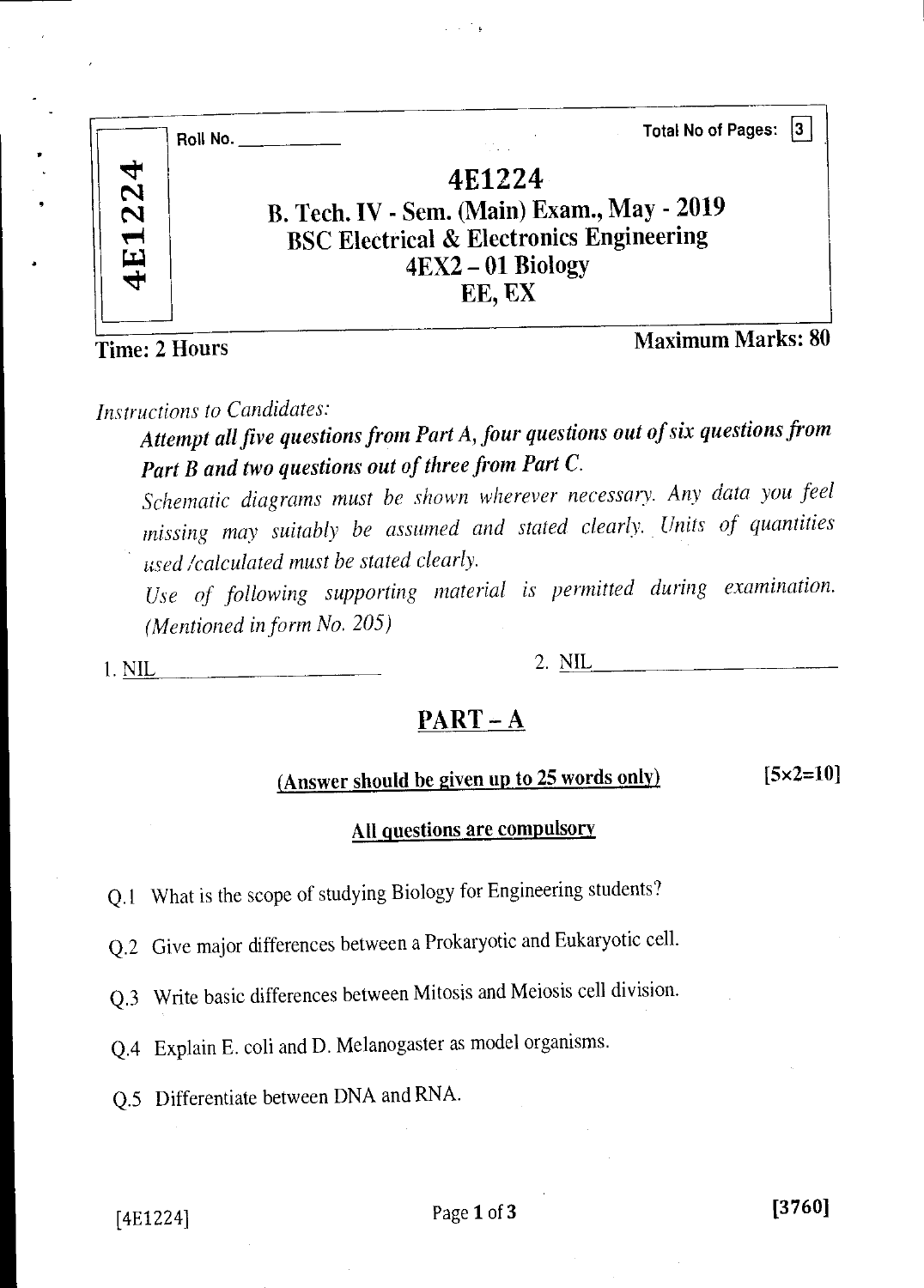Roll No. ____________ | Total No of Pages: 3

4E1224

# 4E1224

## B. Tech. IV - Sem. (Main) Exam., May - 2019
## BSC Electrical & Electronics Engineering
## 4EX2 – 01 Biology
## EE, EX

**Time: 2 Hours** | **Maximum Marks: 80**

*Instructions to Candidates:*

***Attempt all five questions from Part A, four questions out of six questions from Part B and two questions out of three from Part C.***

*Schematic diagrams must be shown wherever necessary. Any data you feel missing may suitably be assumed and stated clearly. Units of quantities used /calculated must be stated clearly.*

*Use of following supporting material is permitted during examination. (Mentioned in form No. 205)*

1. NIL 2. NIL

## PART – A

**(Answer should be given up to 25 words only)** **[5×2=10]**

**All questions are compulsory**

Q.1 What is the scope of studying Biology for Engineering students?

Q.2 Give major differences between a Prokaryotic and Eukaryotic cell.

Q.3 Write basic differences between Mitosis and Meiosis cell division.

Q.4 Explain E. coli and D. Melanogaster as model organisms.

Q.5 Differentiate between DNA and RNA.

[4E1224] [3760]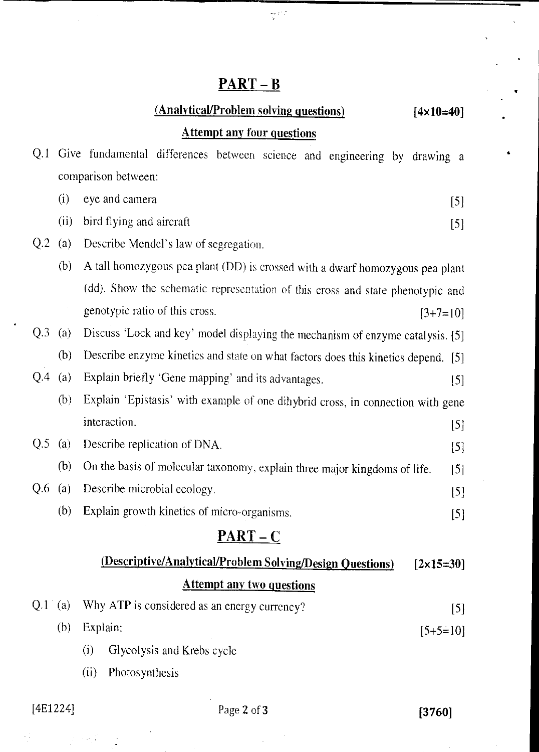## PART – B

**(Analytical/Problem solving questions)** **[4×10=40]**

**Attempt any four questions**

Q.1 Give fundamental differences between science and engineering by drawing a comparison between:

- (i) eye and camera [5]
- (ii) bird flying and aircraft [5]

Q.2 (a) Describe Mendel's law of segregation.

(b) A tall homozygous pea plant (DD) is crossed with a dwarf homozygous pea plant (dd). Show the schematic representation of this cross and state phenotypic and genotypic ratio of this cross. [3+7=10]

Q.3 (a) Discuss 'Lock and key' model displaying the mechanism of enzyme catalysis. [5]

(b) Describe enzyme kinetics and state on what factors does this kinetics depend. [5]

Q.4 (a) Explain briefly 'Gene mapping' and its advantages. [5]

(b) Explain 'Epistasis' with example of one dihybrid cross, in connection with gene interaction. [5]

Q.5 (a) Describe replication of DNA. [5]

(b) On the basis of molecular taxonomy, explain three major kingdoms of life. [5]

Q.6 (a) Describe microbial ecology. [5]

(b) Explain growth kinetics of micro-organisms. [5]

## PART – C

**(Descriptive/Analytical/Problem Solving/Design Questions)** **[2×15=30]**

**Attempt any two questions**

Q.1 (a) Why ATP is considered as an energy currency? [5]

(b) Explain: [5+5=10]

- (i) Glycolysis and Krebs cycle
- (ii) Photosynthesis

[4E1224] [3760]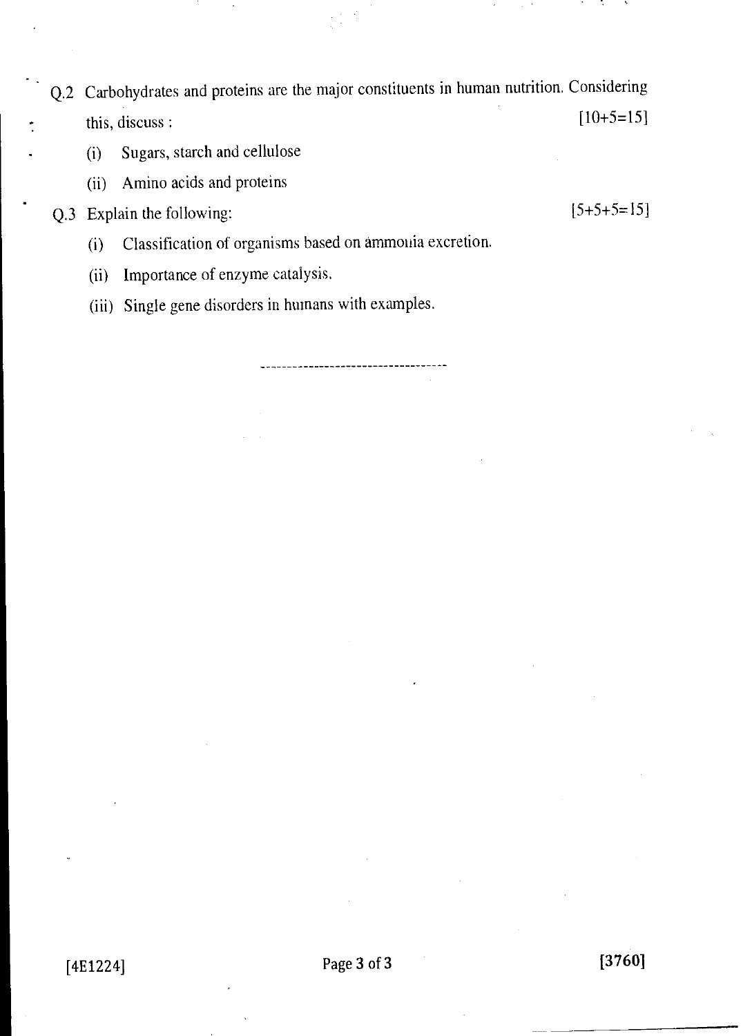Q.2 Carbohydrates and proteins are the major constituents in human nutrition. Considering this, discuss : [10+5=15]

(i) Sugars, starch and cellulose

(ii) Amino acids and proteins

Q.3 Explain the following: [5+5+5=15]

(i) Classification of organisms based on ammonia excretion.

(ii) Importance of enzyme catalysis.

(iii) Single gene disorders in humans with examples.

----------------------------------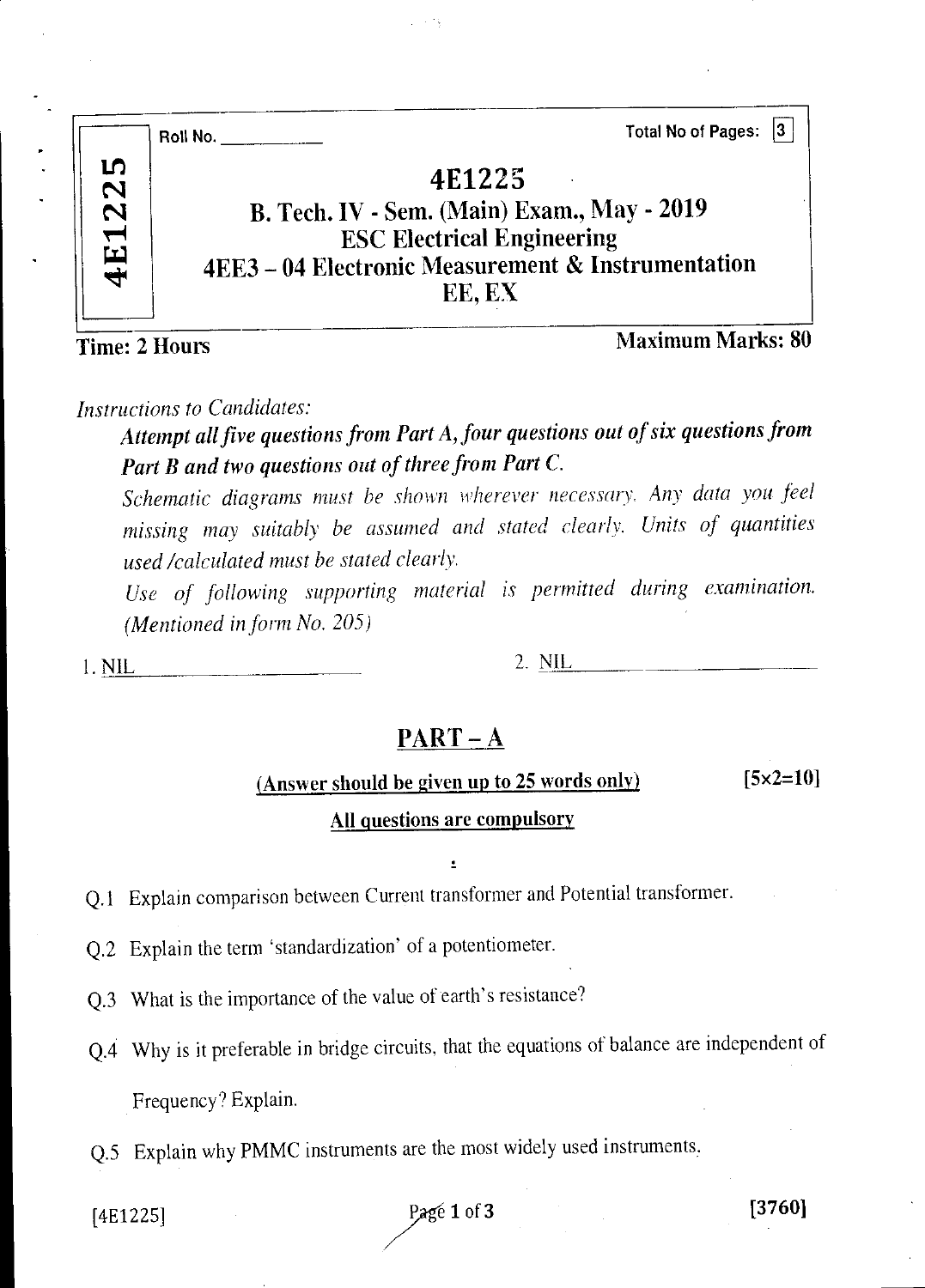Roll No. ____________ Total No of Pages: 3

# 4E1225

## B. Tech. IV - Sem. (Main) Exam., May - 2019
## ESC Electrical Engineering
## 4EE3 – 04 Electronic Measurement & Instrumentation
## EE, EX

**Time: 2 Hours** **Maximum Marks: 80**

*Instructions to Candidates:*

***Attempt all five questions from Part A, four questions out of six questions from Part B and two questions out of three from Part C.***

*Schematic diagrams must be shown wherever necessary. Any data you feel missing may suitably be assumed and stated clearly. Units of quantities used /calculated must be stated clearly.*

*Use of following supporting material is permitted during examination. (Mentioned in form No. 205)*

1. NIL 2. NIL

## PART – A

**(Answer should be given up to 25 words only)** **[5×2=10]**

**All questions are compulsory**

Q.1 Explain comparison between Current transformer and Potential transformer.

Q.2 Explain the term 'standardization' of a potentiometer.

Q.3 What is the importance of the value of earth's resistance?

Q.4 Why is it preferable in bridge circuits, that the equations of balance are independent of Frequency? Explain.

Q.5 Explain why PMMC instruments are the most widely used instruments.

[4E1225] [3760]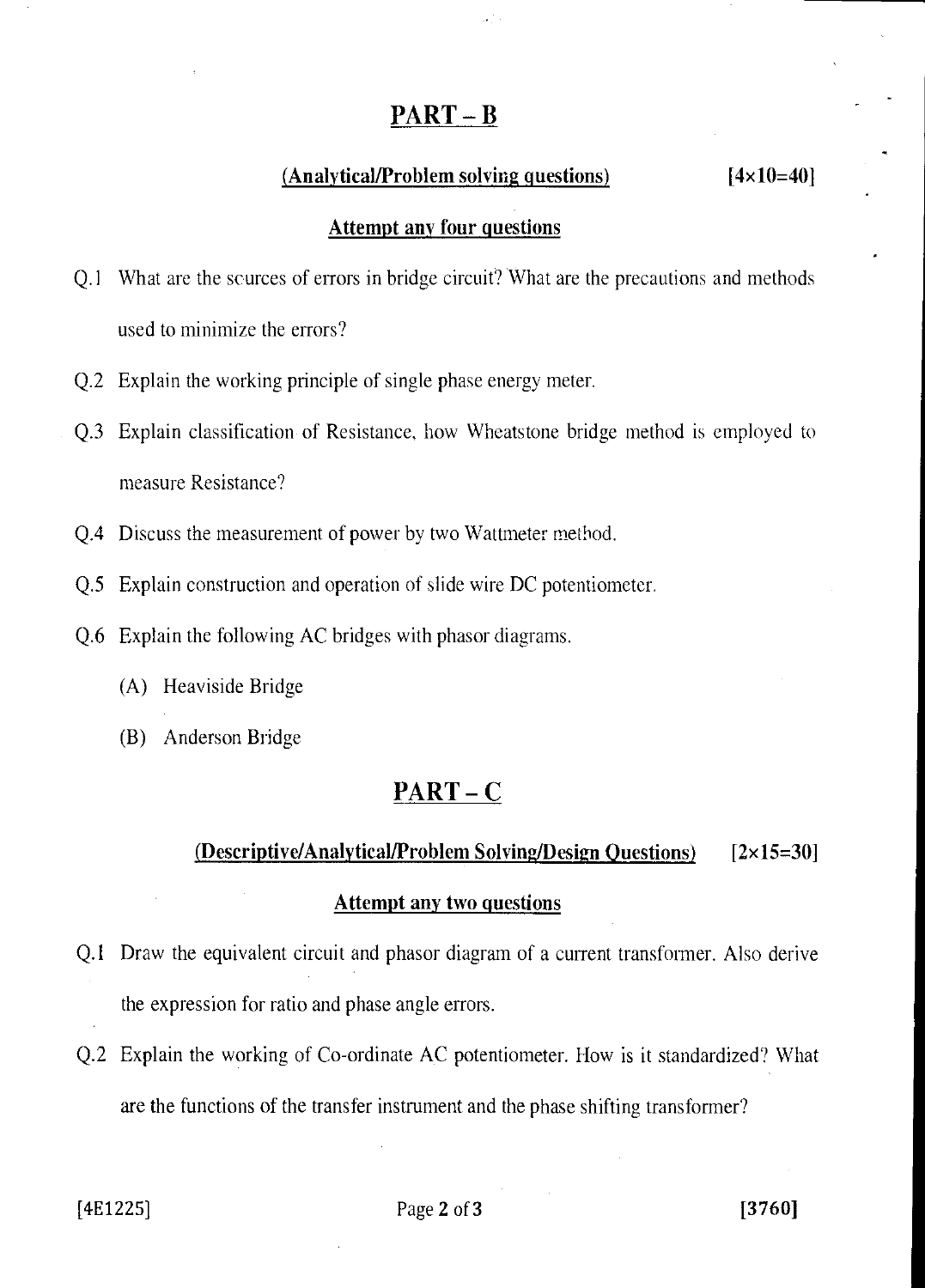# PART – B

## (Analytical/Problem solving questions) [4×10=40]

**Attempt any four questions**

Q.1 What are the sources of errors in bridge circuit? What are the precautions and methods used to minimize the errors?

Q.2 Explain the working principle of single phase energy meter.

Q.3 Explain classification of Resistance, how Wheatstone bridge method is employed to measure Resistance?

Q.4 Discuss the measurement of power by two Wattmeter method.

Q.5 Explain construction and operation of slide wire DC potentiometer.

Q.6 Explain the following AC bridges with phasor diagrams.

(A) Heaviside Bridge

(B) Anderson Bridge

# PART – C

## (Descriptive/Analytical/Problem Solving/Design Questions) [2×15=30]

**Attempt any two questions**

Q.1 Draw the equivalent circuit and phasor diagram of a current transformer. Also derive the expression for ratio and phase angle errors.

Q.2 Explain the working of Co-ordinate AC potentiometer. How is it standardized? What are the functions of the transfer instrument and the phase shifting transformer?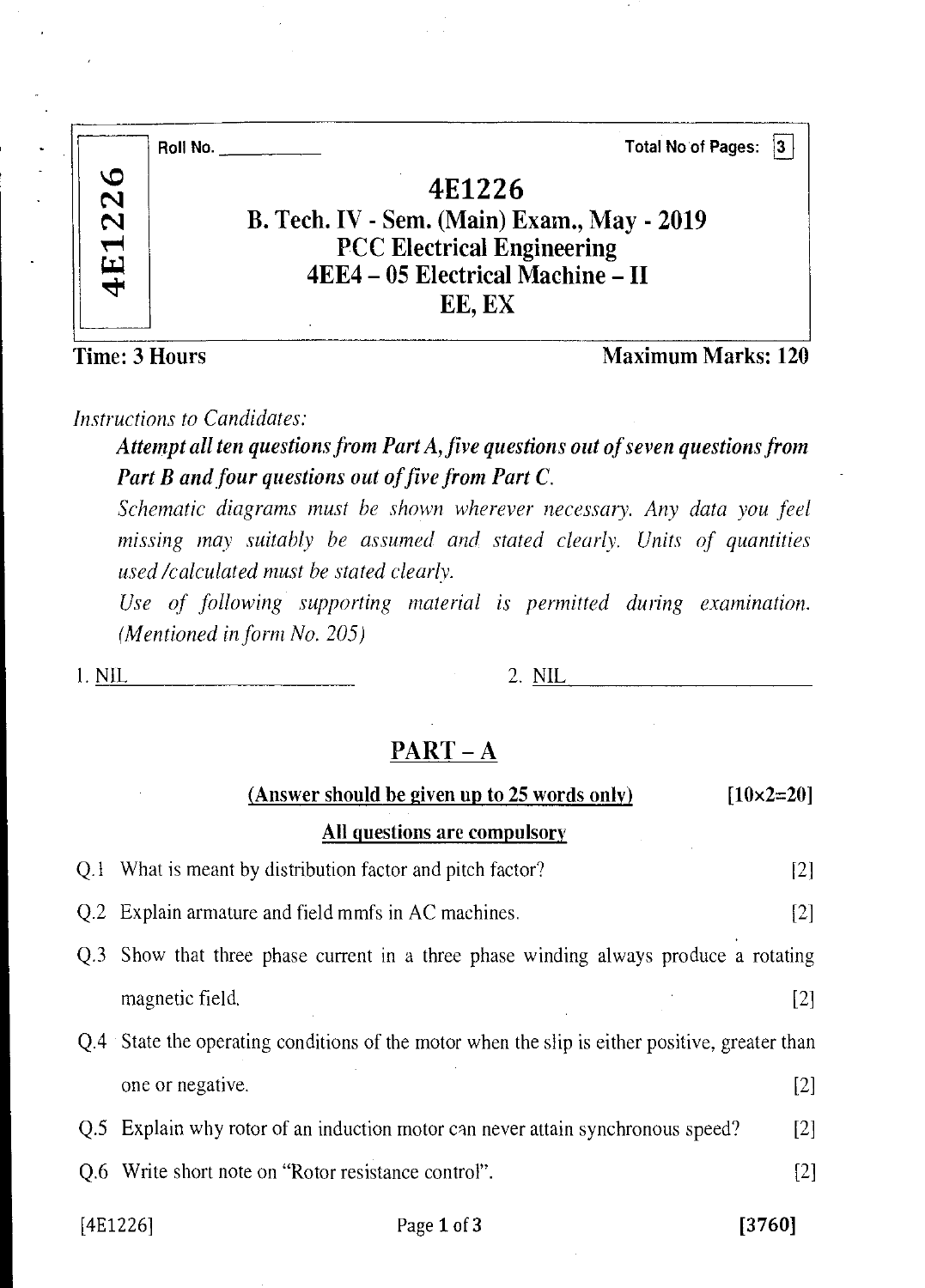Roll No. \_\_\_\_\_\_\_\_\_\_ Total No of Pages: 3

4E1226

# 4E1226

## B. Tech. IV - Sem. (Main) Exam., May - 2019
## PCC Electrical Engineering
## 4EE4 – 05 Electrical Machine – II
## EE, EX

**Time: 3 Hours** **Maximum Marks: 120**

*Instructions to Candidates:*

***Attempt all ten questions from Part A, five questions out of seven questions from Part B and four questions out of five from Part C.***

*Schematic diagrams must be shown wherever necessary. Any data you feel missing may suitably be assumed and stated clearly. Units of quantities used /calculated must be stated clearly.*

*Use of following supporting material is permitted during examination. (Mentioned in form No. 205)*

1. NIL 2. NIL

## PART – A

**(Answer should be given up to 25 words only)** **[10×2=20]**

**All questions are compulsory**

Q.1 What is meant by distribution factor and pitch factor? [2]

Q.2 Explain armature and field mmfs in AC machines. [2]

Q.3 Show that three phase current in a three phase winding always produce a rotating magnetic field. [2]

Q.4 State the operating conditions of the motor when the slip is either positive, greater than one or negative. [2]

Q.5 Explain why rotor of an induction motor can never attain synchronous speed? [2]

Q.6 Write short note on "Rotor resistance control". [2]

[4E1226] **[3760]**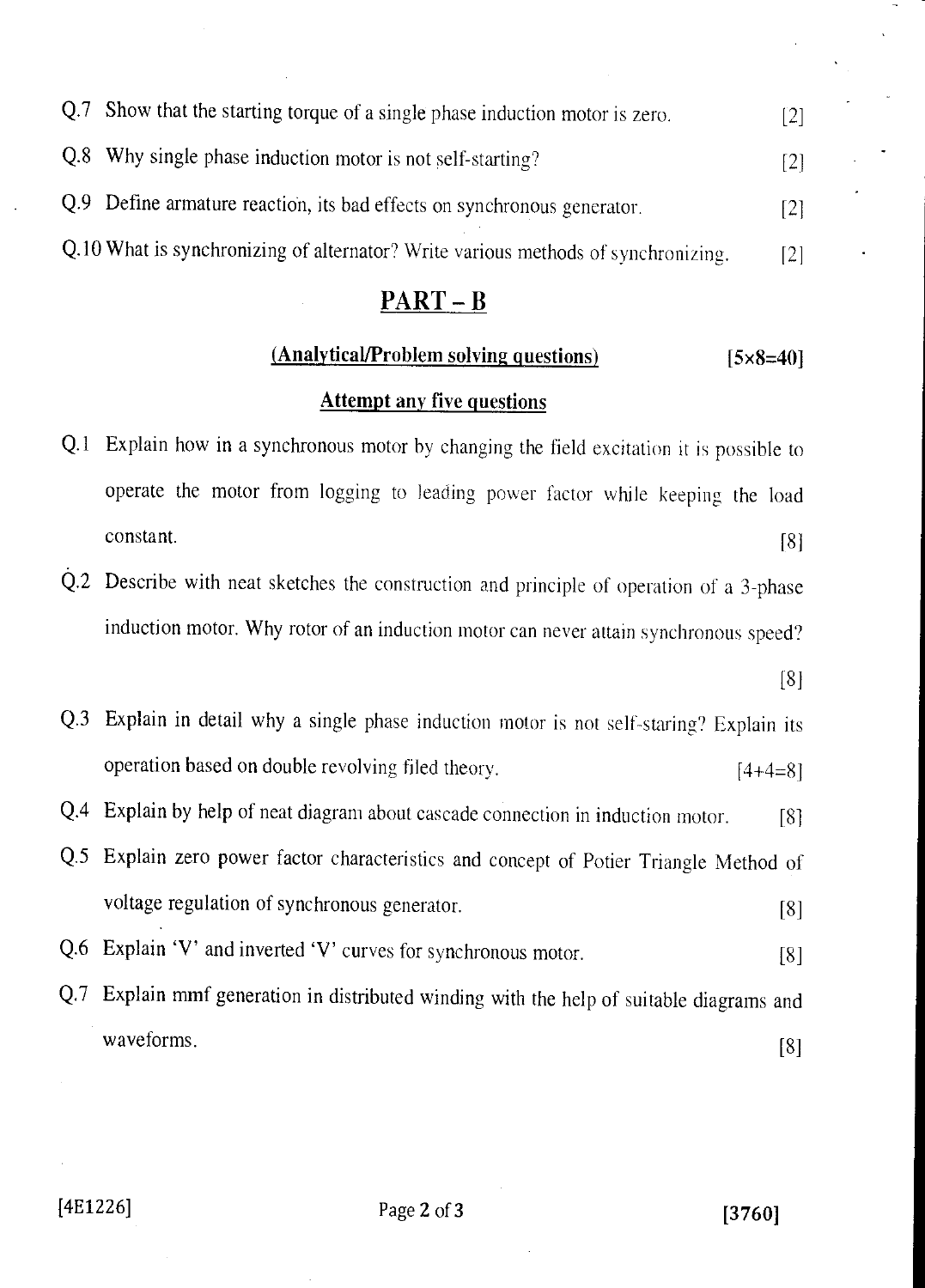Q.7 Show that the starting torque of a single phase induction motor is zero. [2]

Q.8 Why single phase induction motor is not self-starting? [2]

Q.9 Define armature reaction, its bad effects on synchronous generator. [2]

Q.10 What is synchronizing of alternator? Write various methods of synchronizing. [2]

## PART – B

**(Analytical/Problem solving questions)** **[5×8=40]**

**Attempt any five questions**

Q.1 Explain how in a synchronous motor by changing the field excitation it is possible to operate the motor from logging to leading power factor while keeping the load constant. [8]

Q.2 Describe with neat sketches the construction and principle of operation of a 3-phase induction motor. Why rotor of an induction motor can never attain synchronous speed? [8]

Q.3 Explain in detail why a single phase induction motor is not self-staring? Explain its operation based on double revolving filed theory. [4+4=8]

Q.4 Explain by help of neat diagram about cascade connection in induction motor. [8]

Q.5 Explain zero power factor characteristics and concept of Potier Triangle Method of voltage regulation of synchronous generator. [8]

Q.6 Explain 'V' and inverted 'V' curves for synchronous motor. [8]

Q.7 Explain mmf generation in distributed winding with the help of suitable diagrams and waveforms. [8]

[4E1226] [3760]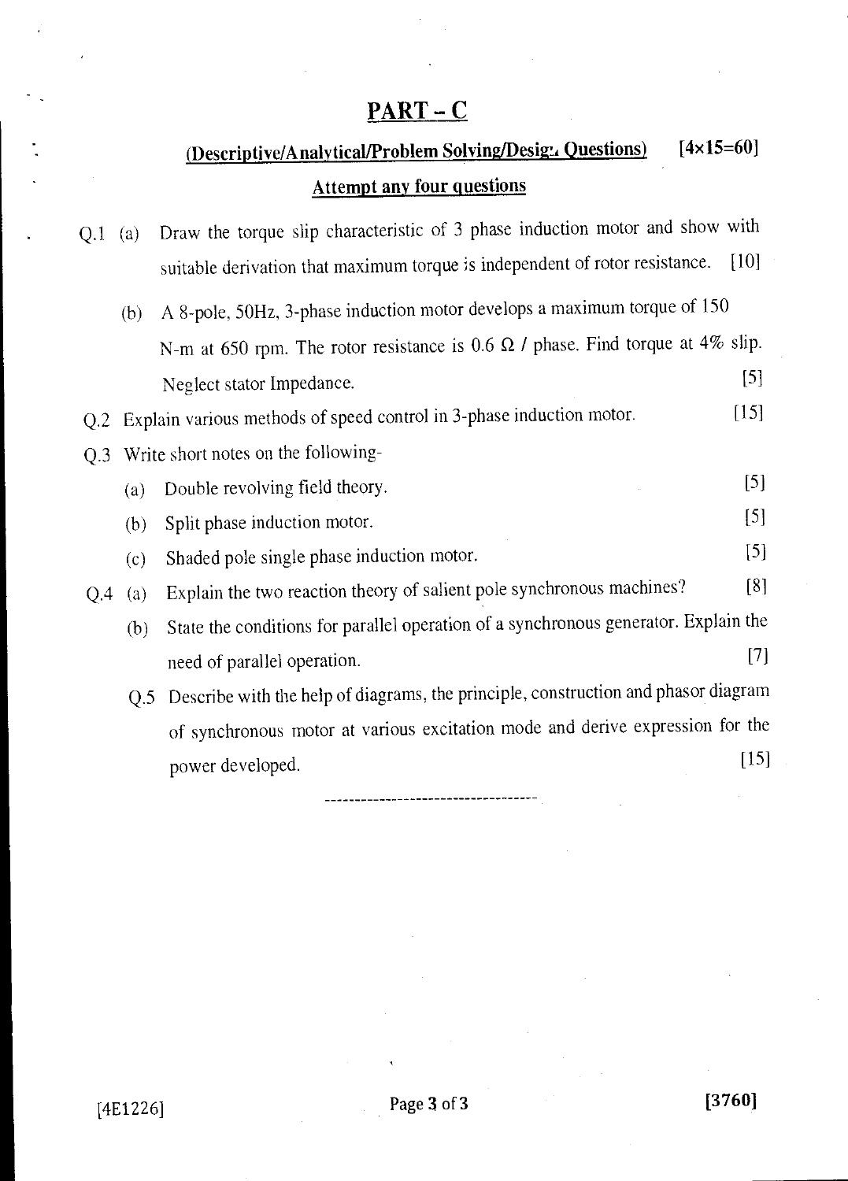## PART – C

**(Descriptive/Analytical/Problem Solving/Design Questions)** **[4×15=60]**

**Attempt any four questions**

Q.1 (a) Draw the torque slip characteristic of 3 phase induction motor and show with suitable derivation that maximum torque is independent of rotor resistance. [10]

(b) A 8-pole, 50Hz, 3-phase induction motor develops a maximum torque of 150 N-m at 650 rpm. The rotor resistance is 0.6 Ω / phase. Find torque at 4% slip. Neglect stator Impedance. [5]

Q.2 Explain various methods of speed control in 3-phase induction motor. [15]

Q.3 Write short notes on the following-

(a) Double revolving field theory. [5]

(b) Split phase induction motor. [5]

(c) Shaded pole single phase induction motor. [5]

Q.4 (a) Explain the two reaction theory of salient pole synchronous machines? [8]

(b) State the conditions for parallel operation of a synchronous generator. Explain the need of parallel operation. [7]

Q.5 Describe with the help of diagrams, the principle, construction and phasor diagram of synchronous motor at various excitation mode and derive expression for the power developed. [15]

---

[4E1226]

[3760]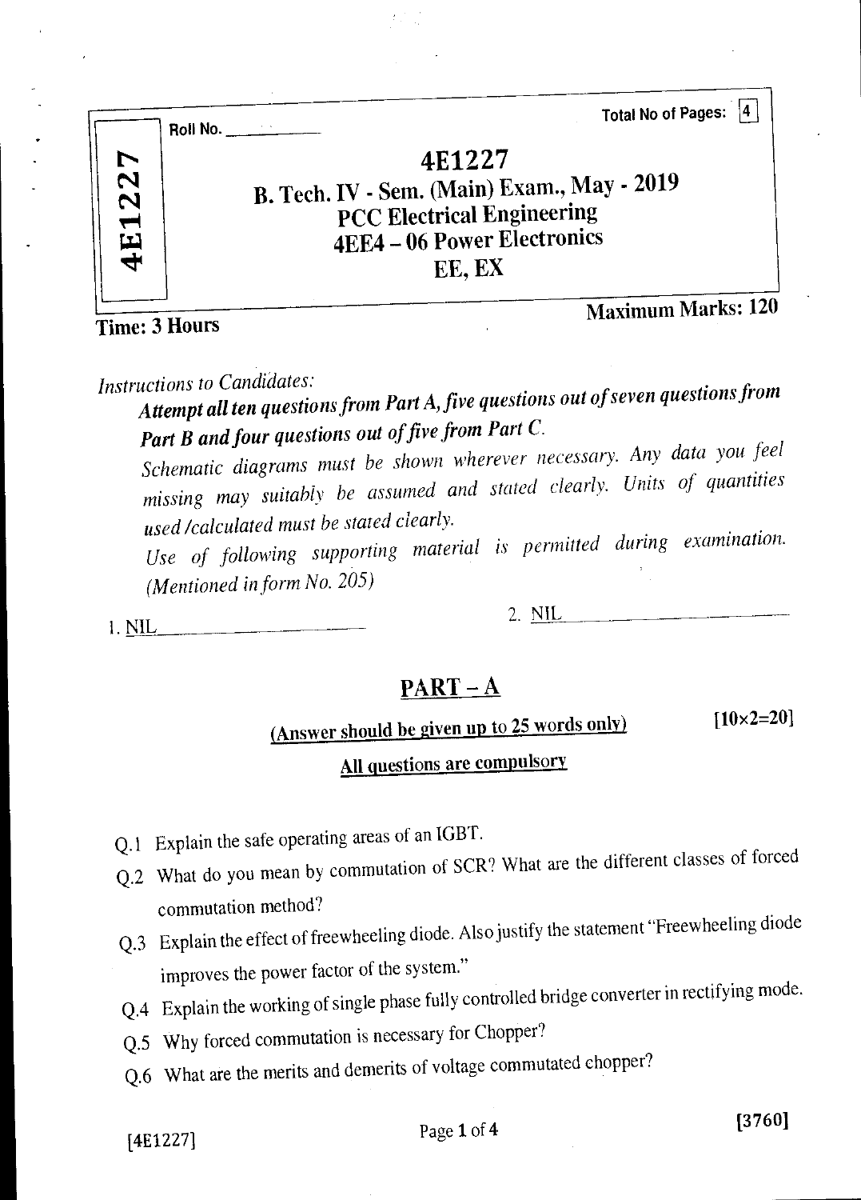Roll No. ____________

Total No of Pages: 4

4E1227

# 4E1227

## B. Tech. IV - Sem. (Main) Exam., May - 2019
## PCC Electrical Engineering
## 4EE4 – 06 Power Electronics
## EE, EX

**Time: 3 Hours** **Maximum Marks: 120**

*Instructions to Candidates:*

***Attempt all ten questions from Part A, five questions out of seven questions from Part B and four questions out of five from Part C.***

*Schematic diagrams must be shown wherever necessary. Any data you feel missing may suitably be assumed and stated clearly. Units of quantities used /calculated must be stated clearly.*

*Use of following supporting material is permitted during examination. (Mentioned in form No. 205)*

1. NIL 2. NIL

## PART – A

**(Answer should be given up to 25 words only)** **[10×2=20]**

**All questions are compulsory**

Q.1 Explain the safe operating areas of an IGBT.

Q.2 What do you mean by commutation of SCR? What are the different classes of forced commutation method?

Q.3 Explain the effect of freewheeling diode. Also justify the statement "Freewheeling diode improves the power factor of the system."

Q.4 Explain the working of single phase fully controlled bridge converter in rectifying mode.

Q.5 Why forced commutation is necessary for Chopper?

Q.6 What are the merits and demerits of voltage commutated chopper?

[4E1227] [3760]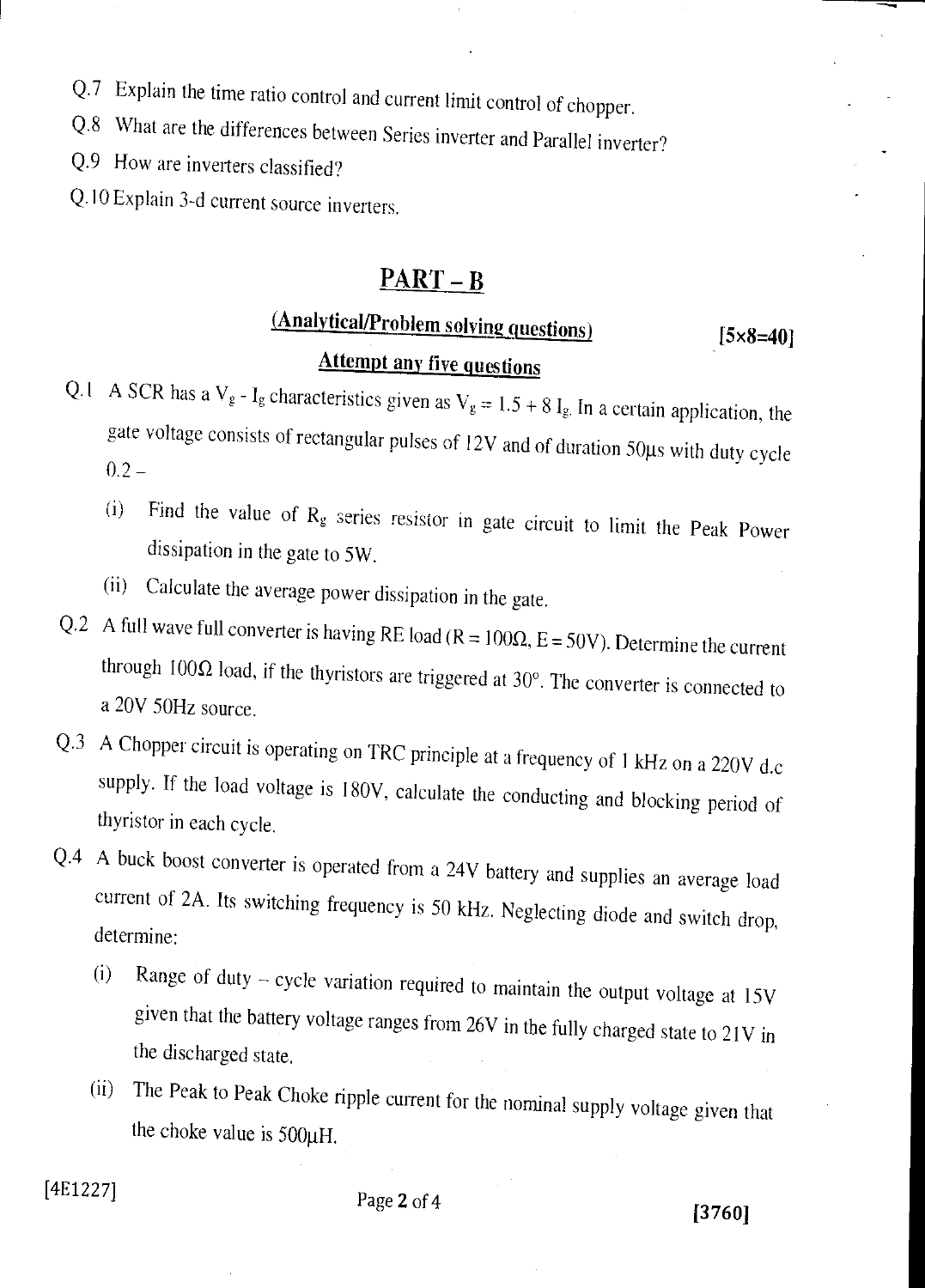Q.7 Explain the time ratio control and current limit control of chopper.

Q.8 What are the differences between Series inverter and Parallel inverter?

Q.9 How are inverters classified?

Q.10 Explain 3-ϕ current source inverters.

## PART – B

### (Analytical/Problem solving questions) [5×8=40]

### Attempt any five questions

Q.1 A SCR has a $V_g$ - $I_g$ characteristics given as $V_g = 1.5 + 8\,I_g$. In a certain application, the gate voltage consists of rectangular pulses of 12V and of duration 50μs with duty cycle 0.2 –

(i) Find the value of $R_g$ series resistor in gate circuit to limit the Peak Power dissipation in the gate to 5W.

(ii) Calculate the average power dissipation in the gate.

Q.2 A full wave full converter is having RE load (R = 100Ω, E = 50V). Determine the current through 100Ω load, if the thyristors are triggered at 30°. The converter is connected to a 20V 50Hz source.

Q.3 A Chopper circuit is operating on TRC principle at a frequency of 1 kHz on a 220V d.c supply. If the load voltage is 180V, calculate the conducting and blocking period of thyristor in each cycle.

Q.4 A buck boost converter is operated from a 24V battery and supplies an average load current of 2A. Its switching frequency is 50 kHz. Neglecting diode and switch drop, determine:

(i) Range of duty – cycle variation required to maintain the output voltage at 15V given that the battery voltage ranges from 26V in the fully charged state to 21V in the discharged state.

(ii) The Peak to Peak Choke ripple current for the nominal supply voltage given that the choke value is 500μH.

[4E1227]

[3760]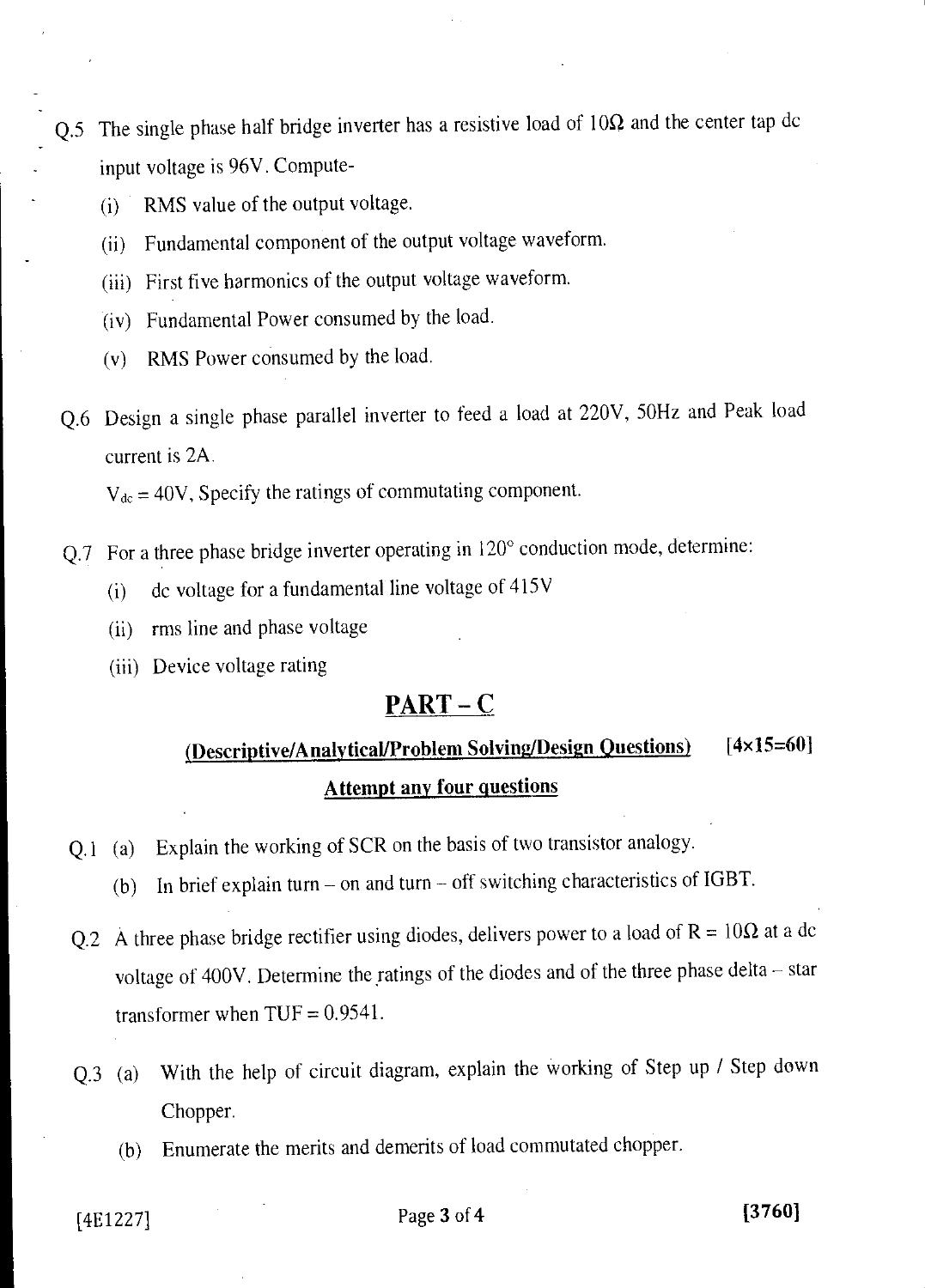Q.5 The single phase half bridge inverter has a resistive load of $10\Omega$ and the center tap dc input voltage is 96V. Compute-

(i) RMS value of the output voltage.

(ii) Fundamental component of the output voltage waveform.

(iii) First five harmonics of the output voltage waveform.

(iv) Fundamental Power consumed by the load.

(v) RMS Power consumed by the load.

Q.6 Design a single phase parallel inverter to feed a load at 220V, 50Hz and Peak load current is 2A.

$V_{dc}$ = 40V, Specify the ratings of commutating component.

Q.7 For a three phase bridge inverter operating in $120°$ conduction mode, determine:

(i) dc voltage for a fundamental line voltage of 415V

(ii) rms line and phase voltage

(iii) Device voltage rating

## PART – C

### (Descriptive/Analytical/Problem Solving/Design Questions) [4×15=60]

**Attempt any four questions**

Q.1 (a) Explain the working of SCR on the basis of two transistor analogy.

(b) In brief explain turn – on and turn – off switching characteristics of IGBT.

Q.2 A three phase bridge rectifier using diodes, delivers power to a load of $R = 10\Omega$ at a dc voltage of 400V. Determine the ratings of the diodes and of the three phase delta – star transformer when TUF = 0.9541.

Q.3 (a) With the help of circuit diagram, explain the working of Step up / Step down Chopper.

(b) Enumerate the merits and demerits of load commutated chopper.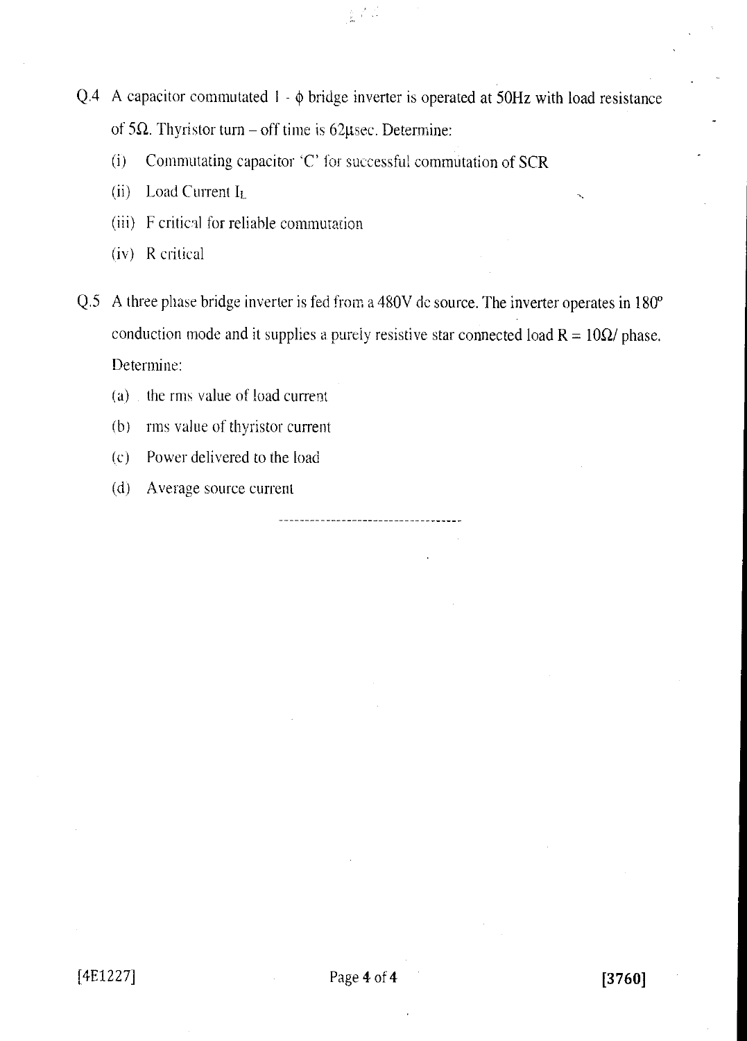Q.4 A capacitor commutated 1 - $\phi$ bridge inverter is operated at 50Hz with load resistance of $5\Omega$. Thyristor turn – off time is $62\mu$sec. Determine:

(i) Commutating capacitor 'C' for successful commutation of SCR

(ii) Load Current $I_L$

(iii) F critical for reliable commutation

(iv) R critical

Q.5 A three phase bridge inverter is fed from a 480V dc source. The inverter operates in $180^{\circ}$ conduction mode and it supplies a purely resistive star connected load $R = 10\Omega$/ phase. Determine:

(a) the rms value of load current

(b) rms value of thyristor current

(c) Power delivered to the load

(d) Average source current

-----------------------------------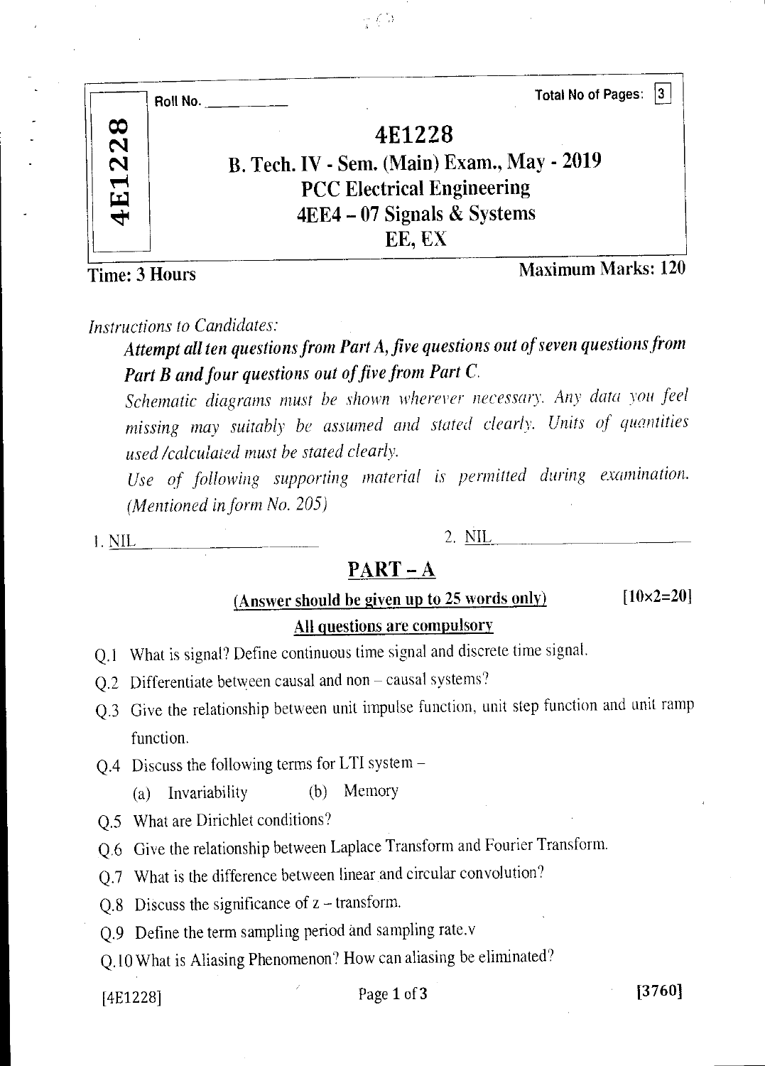Roll No. ____________

Total No of Pages: 3

4E1228

# 4E1228

## B. Tech. IV - Sem. (Main) Exam., May - 2019

## PCC Electrical Engineering

## 4EE4 – 07 Signals & Systems

## EE, EX

**Time: 3 Hours** **Maximum Marks: 120**

*Instructions to Candidates:*

***Attempt all ten questions from Part A, five questions out of seven questions from Part B and four questions out of five from Part C.***

*Schematic diagrams must be shown wherever necessary. Any data you feel missing may suitably be assumed and stated clearly. Units of quantities used /calculated must be stated clearly.*

*Use of following supporting material is permitted during examination. (Mentioned in form No. 205)*

1. NIL 2. NIL

## PART – A

**(Answer should be given up to 25 words only)** **[10×2=20]**

**All questions are compulsory**

Q.1 What is signal? Define continuous time signal and discrete time signal.

Q.2 Differentiate between causal and non – causal systems?

Q.3 Give the relationship between unit impulse function, unit step function and unit ramp function.

Q.4 Discuss the following terms for LTI system –

(a) Invariability (b) Memory

Q.5 What are Dirichlet conditions?

Q.6 Give the relationship between Laplace Transform and Fourier Transform.

Q.7 What is the difference between linear and circular convolution?

Q.8 Discuss the significance of z – transform.

Q.9 Define the term sampling period and sampling rate.v

Q.10 What is Aliasing Phenomenon? How can aliasing be eliminated?

[4E1228] [3760]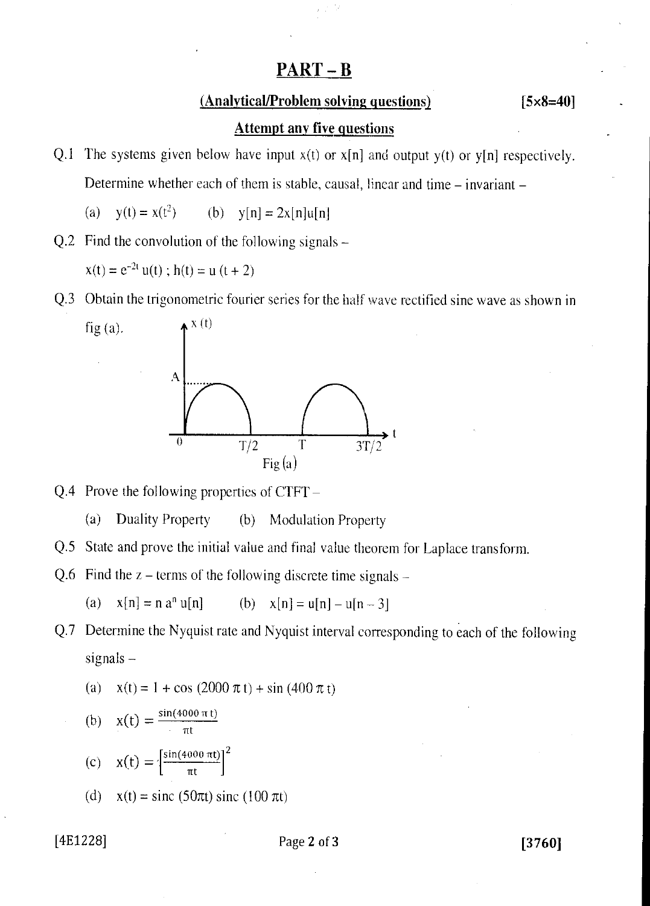# PART – B

## (Analytical/Problem solving questions) [5×8=40]

**Attempt any five questions**

Q.1 The systems given below have input x(t) or x[n] and output y(t) or y[n] respectively. Determine whether each of them is stable, causal, linear and time – invariant –

(a) $y(t) = x(t^2)$ (b) $y[n] = 2x[n]u[n]$

Q.2 Find the convolution of the following signals –

$x(t) = e^{-2t}\,u(t)$ ; $h(t) = u(t + 2)$

Q.3 Obtain the trigonometric fourier series for the half wave rectified sine wave as shown in fig (a).

x (t)

A

0

T/2

T

3T/2

t

Fig (a)

Q.4 Prove the following properties of CTFT –

(a) Duality Property (b) Modulation Property

Q.5 State and prove the initial value and final value theorem for Laplace transform.

Q.6 Find the z – terms of the following discrete time signals –

(a) $x[n] = n\,a^n\,u[n]$ (b) $x[n] = u[n] - u[n-3]$

Q.7 Determine the Nyquist rate and Nyquist interval corresponding to each of the following signals –

(a) $x(t) = 1 + \cos(2000\,\pi\,t) + \sin(400\,\pi\,t)$

(b) $x(t) = \frac{\sin(4000\,\pi\,t)}{\pi t}$

(c) $x(t) = \left[\frac{\sin(4000\,\pi t)}{\pi t}\right]^2$

(d) $x(t) = \text{sinc}(50\pi t)\,\text{sinc}(100\,\pi t)$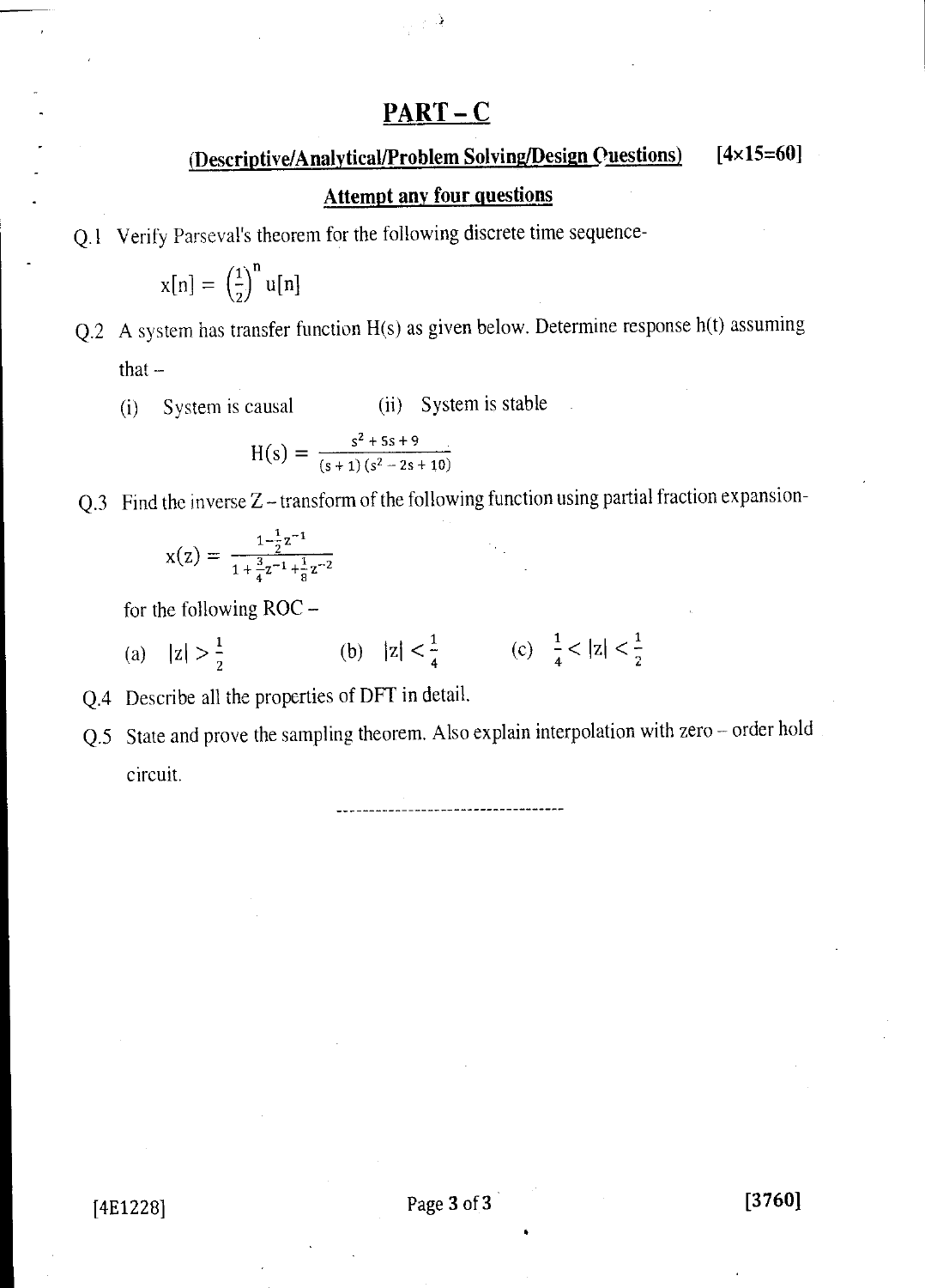# PART – C

**(Descriptive/Analytical/Problem Solving/Design Questions)** **[4×15=60]**

**Attempt any four questions**

Q.1 Verify Parseval's theorem for the following discrete time sequence-

$$x[n] = \left(\frac{1}{2}\right)^n u[n]$$

Q.2 A system has transfer function H(s) as given below. Determine response h(t) assuming that –

(i) System is causal (ii) System is stable

$$H(s) = \frac{s^2 + 5s + 9}{(s + 1)(s^2 - 2s + 10)}$$

Q.3 Find the inverse Z – transform of the following function using partial fraction expansion-

$$x(z) = \frac{1 - \frac{1}{2}z^{-1}}{1 + \frac{3}{4}z^{-1} + \frac{1}{8}z^{-2}}$$

for the following ROC –

(a) $|z| > \frac{1}{2}$ (b) $|z| < \frac{1}{4}$ (c) $\frac{1}{4} < |z| < \frac{1}{2}$

Q.4 Describe all the properties of DFT in detail.

Q.5 State and prove the sampling theorem. Also explain interpolation with zero – order hold circuit.

---

[4E1228] [3760]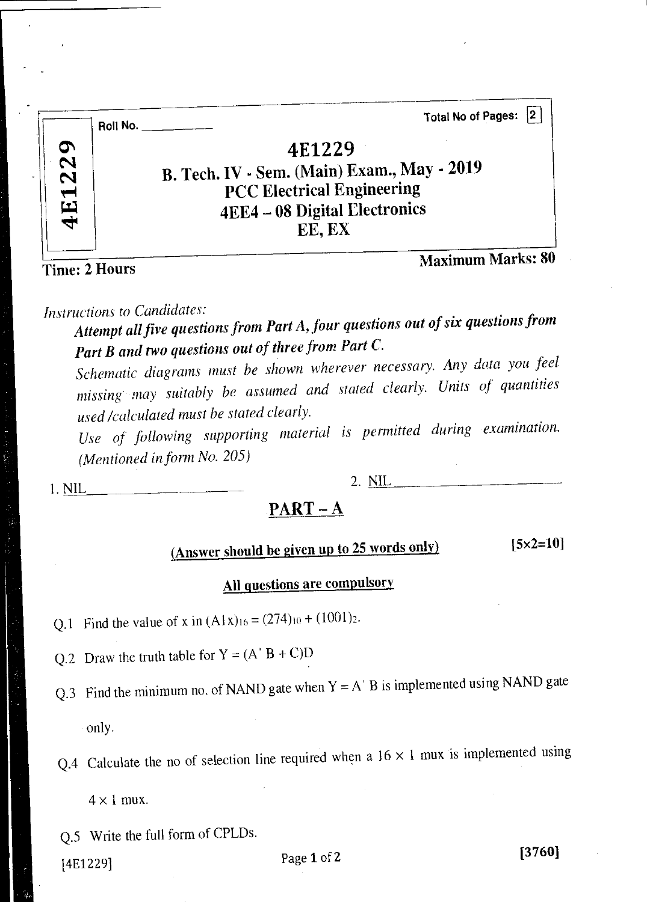Roll No. ___________

Total No of Pages: 2

4E1229

# 4E1229

## B. Tech. IV - Sem. (Main) Exam., May - 2019

## PCC Electrical Engineering

## 4EE4 – 08 Digital Electronics

## EE, EX

**Time: 2 Hours** **Maximum Marks: 80**

*Instructions to Candidates:*

***Attempt all five questions from Part A, four questions out of six questions from Part B and two questions out of three from Part C.***

*Schematic diagrams must be shown wherever necessary. Any data you feel missing may suitably be assumed and stated clearly. Units of quantities used /calculated must be stated clearly.*

*Use of following supporting material is permitted during examination. (Mentioned in form No. 205)*

1. NIL_______________ 2. NIL_______________

## PART – A

**(Answer should be given up to 25 words only)** **[5×2=10]**

**All questions are compulsory**

Q.1 Find the value of x in $(A1x)_{16} = (274)_{10} + (1001)_2$.

Q.2 Draw the truth table for Y = (A' B + C)D

Q.3 Find the minimum no. of NAND gate when Y = A' B is implemented using NAND gate only.

Q.4 Calculate the no of selection line required when a 16 × 1 mux is implemented using 4 × 1 mux.

Q.5 Write the full form of CPLDs.

[4E1229] [3760]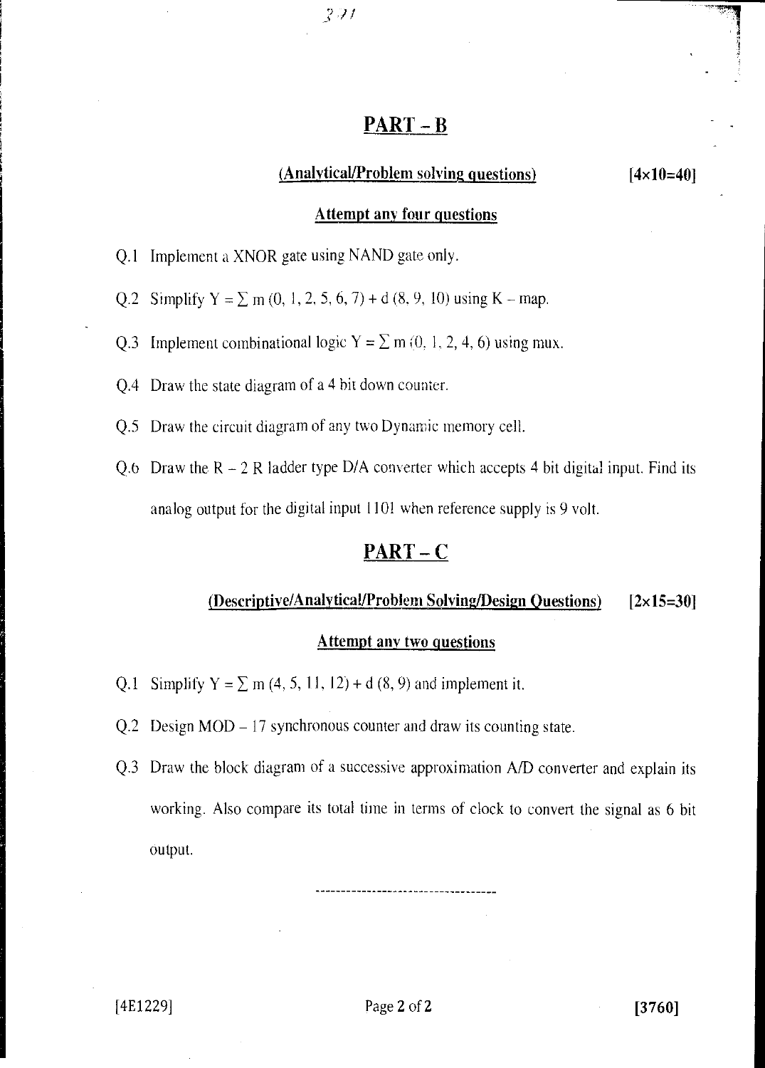## PART – B

**(Analytical/Problem solving questions)** **[4×10=40]**

**Attempt any four questions**

Q.1 Implement a XNOR gate using NAND gate only.

Q.2 Simplify $Y = \sum m(0, 1, 2, 5, 6, 7) + d(8, 9, 10)$ using K – map.

Q.3 Implement combinational logic $Y = \sum m(0, 1, 2, 4, 6)$ using mux.

Q.4 Draw the state diagram of a 4 bit down counter.

Q.5 Draw the circuit diagram of any two Dynamic memory cell.

Q.6 Draw the R – 2 R ladder type D/A converter which accepts 4 bit digital input. Find its analog output for the digital input 1101 when reference supply is 9 volt.

## PART – C

**(Descriptive/Analytical/Problem Solving/Design Questions)** **[2×15=30]**

**Attempt any two questions**

Q.1 Simplify $Y = \sum m(4, 5, 11, 12) + d(8, 9)$ and implement it.

Q.2 Design MOD – 17 synchronous counter and draw its counting state.

Q.3 Draw the block diagram of a successive approximation A/D converter and explain its working. Also compare its total time in terms of clock to convert the signal as 6 bit output.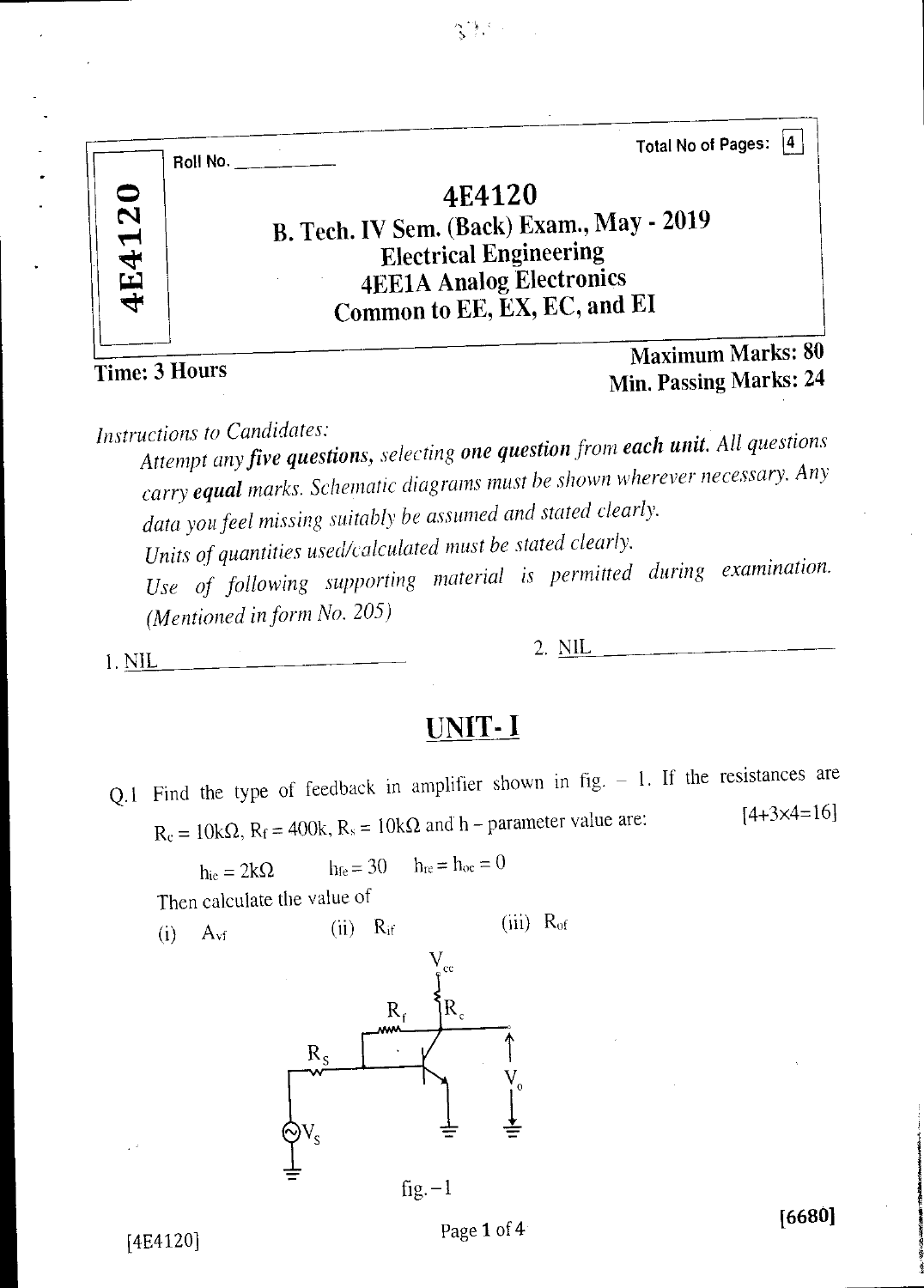Roll No. ___________

Total No of Pages: 4

# 4E4120

## B. Tech. IV Sem. (Back) Exam., May - 2019
## Electrical Engineering
## 4EE1A Analog Electronics
## Common to EE, EX, EC, and EI

**Time: 3 Hours**

**Maximum Marks: 80**
**Min. Passing Marks: 24**

*Instructions to Candidates:*

*Attempt any **five questions**, selecting **one question** from **each unit**. All questions carry **equal** marks. Schematic diagrams must be shown wherever necessary. Any data you feel missing suitably be assumed and stated clearly.*

*Units of quantities used/calculated must be stated clearly.*

*Use of following supporting material is permitted during examination. (Mentioned in form No. 205)*

1. NIL ____________________  2. NIL ____________________

## UNIT- I

Q.1 Find the type of feedback in amplifier shown in fig. – 1. If the resistances are $R_c = 10k\Omega$, $R_f = 400k$, $R_s = 10k\Omega$ and h – parameter value are: [4+3×4=16]

$h_{ie} = 2k\Omega$   $h_{fe} = 30$   $h_{re} = h_{oe} = 0$

Then calculate the value of

(i) $A_{vf}$   (ii) $R_{if}$   (iii) $R_{of}$

$V_{cc}$ $R_f$ $R_c$ $R_S$ $V_o$ $V_S$

fig. – 1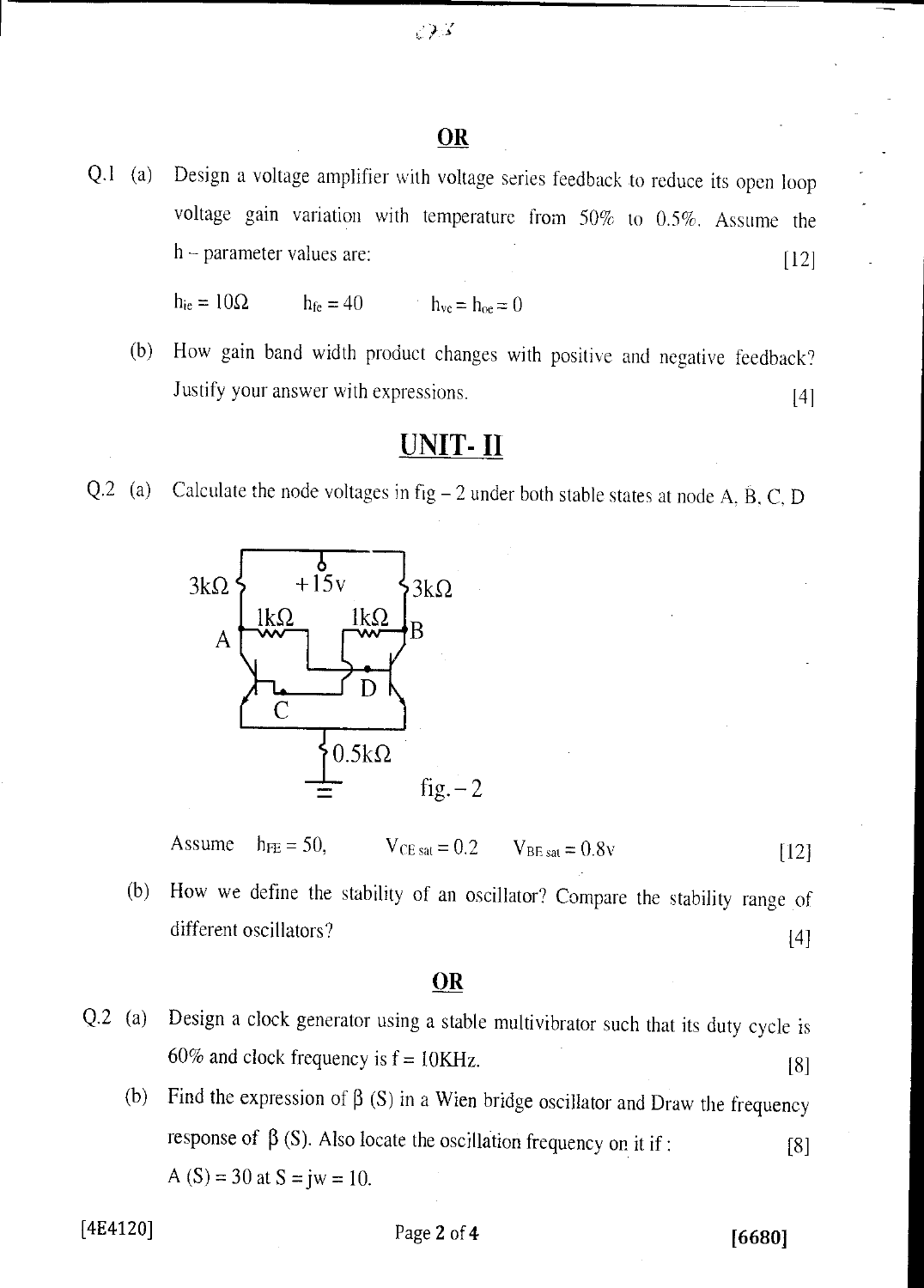## OR

Q.1 (a) Design a voltage amplifier with voltage series feedback to reduce its open loop voltage gain variation with temperature from 50% to 0.5%. Assume the h – parameter values are: [12]

$h_{ie} = 10\Omega$ $h_{fe} = 40$ $h_{re} = h_{oe} = 0$

(b) How gain band width product changes with positive and negative feedback? Justify your answer with expressions. [4]

# UNIT- II

Q.2 (a) Calculate the node voltages in fig – 2 under both stable states at node A, B, C, D

3kΩ
+15v
3kΩ
1kΩ
1kΩ
A
B
D
C
0.5kΩ

fig. – 2

Assume $h_{FE} = 50$, $V_{CE\,sat} = 0.2$ $V_{BE\,sat} = 0.8v$ [12]

(b) How we define the stability of an oscillator? Compare the stability range of different oscillators? [4]

## OR

Q.2 (a) Design a clock generator using a stable multivibrator such that its duty cycle is 60% and clock frequency is f = 10KHz. [8]

(b) Find the expression of $\beta$ (S) in a Wien bridge oscillator and Draw the frequency response of $\beta$ (S). Also locate the oscillation frequency on it if : [8]

A (S) = 30 at S = jw = 10.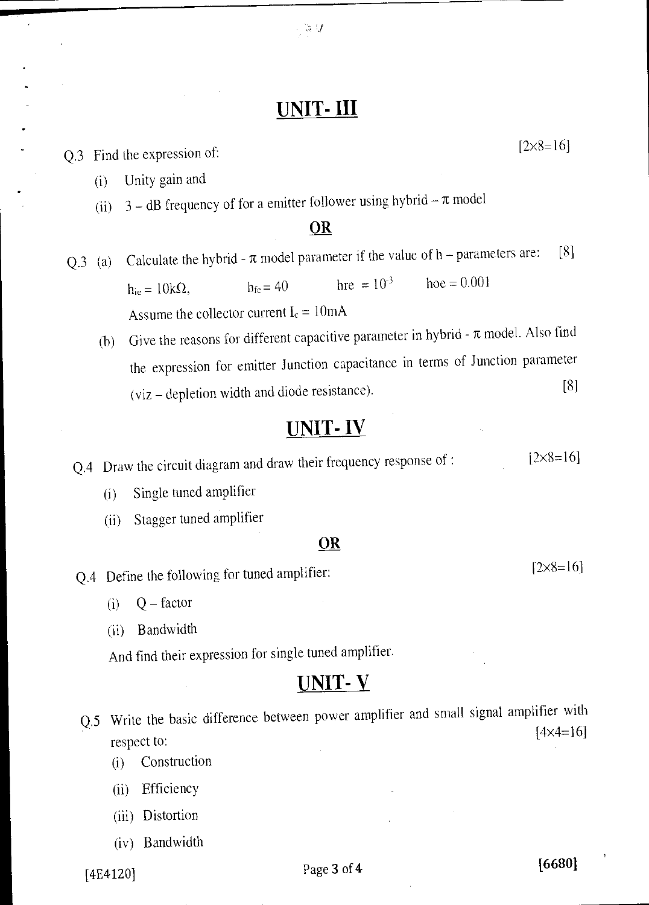## UNIT- III

Q.3 Find the expression of: [2×8=16]

(i) Unity gain and

(ii) 3 – dB frequency of for a emitter follower using hybrid – π model

**OR**

Q.3 (a) Calculate the hybrid - π model parameter if the value of h – parameters are: [8]

$h_{ie} = 10k\Omega$, $h_{fe} = 40$ hre $= 10^{-3}$ hoe $= 0.001$

Assume the collector current $I_c = 10mA$

(b) Give the reasons for different capacitive parameter in hybrid - π model. Also find the expression for emitter Junction capacitance in terms of Junction parameter (viz – depletion width and diode resistance). [8]

## UNIT- IV

Q.4 Draw the circuit diagram and draw their frequency response of : [2×8=16]

(i) Single tuned amplifier

(ii) Stagger tuned amplifier

**OR**

Q.4 Define the following for tuned amplifier: [2×8=16]

(i) Q – factor

(ii) Bandwidth

And find their expression for single tuned amplifier.

## UNIT- V

Q.5 Write the basic difference between power amplifier and small signal amplifier with respect to: [4×4=16]

(i) Construction

(ii) Efficiency

(iii) Distortion

(iv) Bandwidth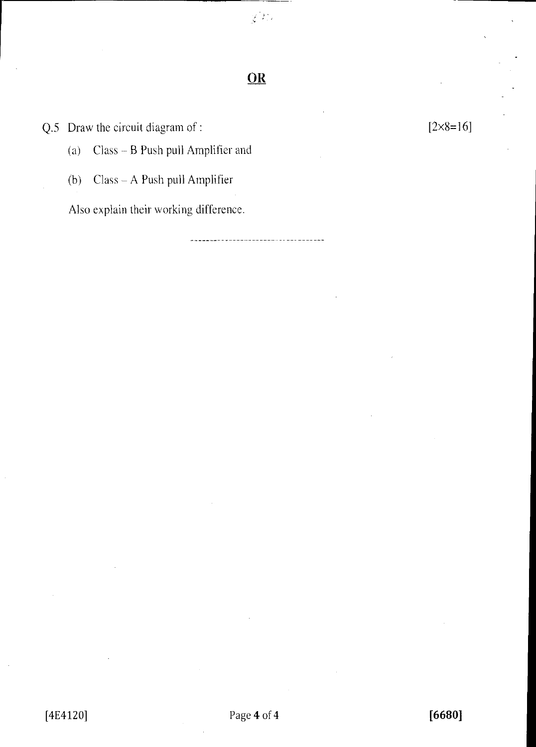**OR**

Q.5 Draw the circuit diagram of : [2×8=16]

(a) Class – B Push pull Amplifier and

(b) Class – A Push pull Amplifier

Also explain their working difference.

---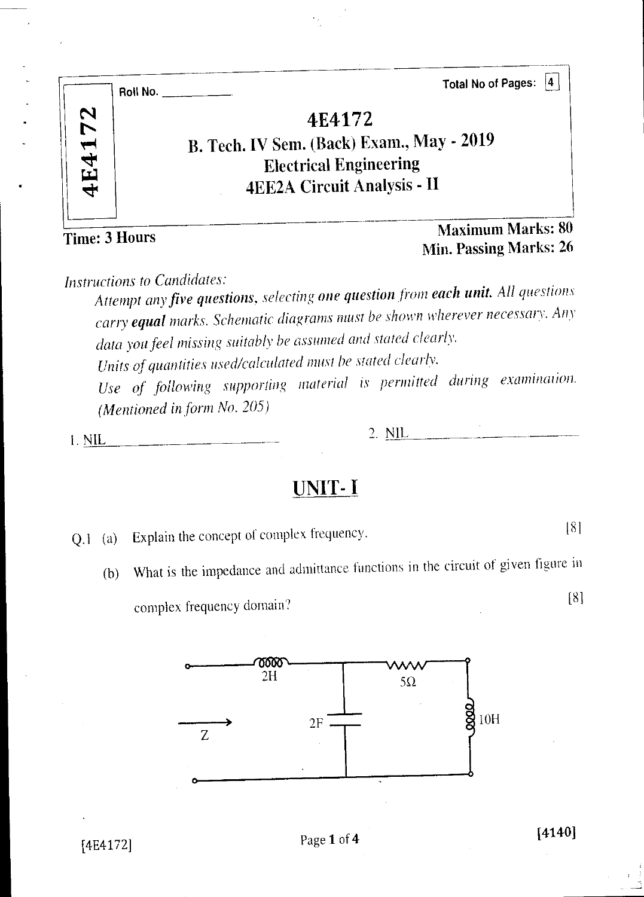Roll No. ___________

Total No of Pages: 4

4E4172

# 4E4172

## B. Tech. IV Sem. (Back) Exam., May - 2019
## Electrical Engineering
## 4EE2A Circuit Analysis - II

**Time: 3 Hours**

**Maximum Marks: 80**
**Min. Passing Marks: 26**

*Instructions to Candidates:*

*Attempt any* ***five questions****, selecting* ***one question*** *from* ***each unit.*** *All questions carry* ***equal*** *marks. Schematic diagrams must be shown wherever necessary. Any data you feel missing suitably be assumed and stated clearly.*

*Units of quantities used/calculated must be stated clearly.*

*Use of following supporting material is permitted during examination. (Mentioned in form No. 205)*

1. NIL
2. NIL

## UNIT- I

Q.1 (a) Explain the concept of complex frequency. [8]

(b) What is the impedance and admittance functions in the circuit of given figure in complex frequency domain? [8]

2H

5Ω

2F

10H

Z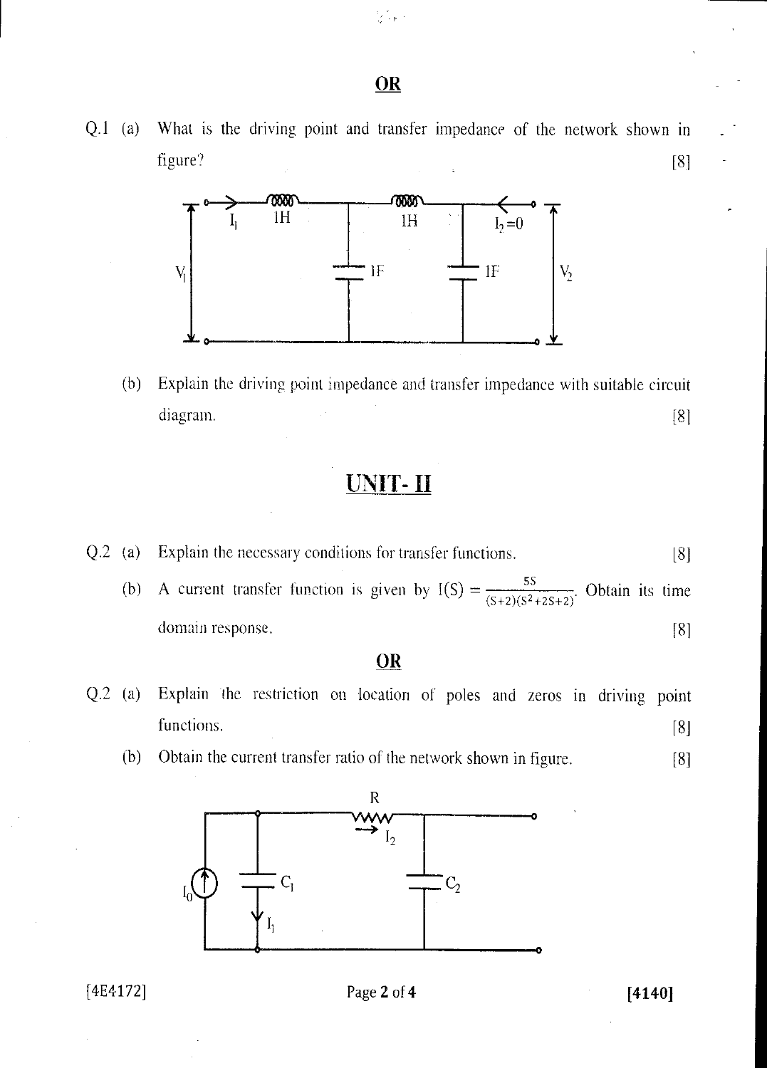**OR**

Q.1 (a) What is the driving point and transfer impedance of the network shown in figure? [8]

$I_1$ 1H 1H $I_2=0$

$V_1$ 1F 1F $V_2$

(b) Explain the driving point impedance and transfer impedance with suitable circuit diagram. [8]

## UNIT- II

Q.2 (a) Explain the necessary conditions for transfer functions. [8]

(b) A current transfer function is given by $I(S) = \frac{5S}{(S+2)(S^2+2S+2)}$. Obtain its time domain response. [8]

**OR**

Q.2 (a) Explain the restriction on location of poles and zeros in driving point functions. [8]

(b) Obtain the current transfer ratio of the network shown in figure. [8]

R

$I_2$

$I_0$ $C_1$ $C_2$

$I_1$

[4E4172] [4140]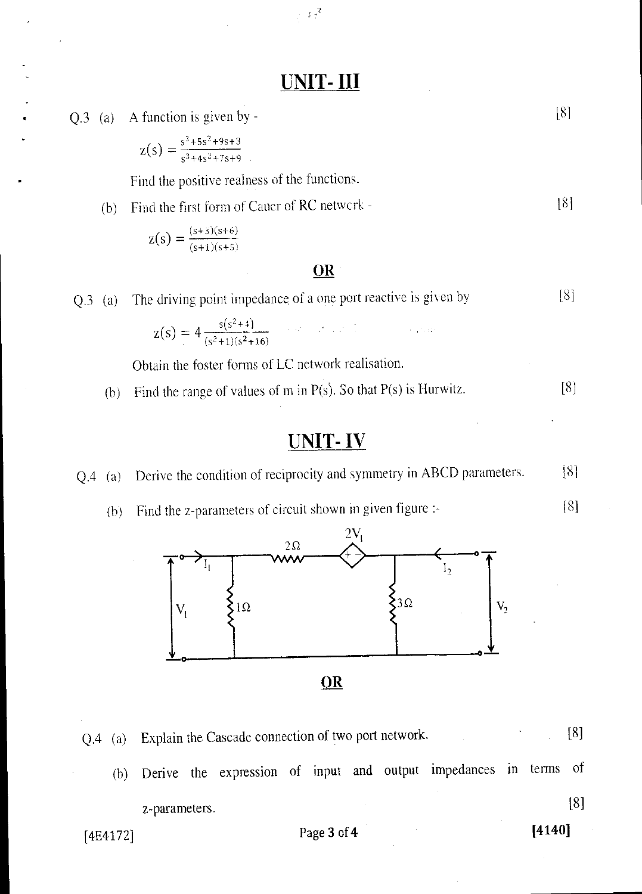## UNIT- III

Q.3 (a) A function is given by - [8]

$$z(s) = \frac{s^3+5s^2+9s+3}{s^3+4s^2+7s+9}$$

Find the positive realness of the functions.

(b) Find the first form of Cauer of RC network - [8]

$$z(s) = \frac{(s+3)(s+6)}{(s+1)(s+5)}$$

**OR**

Q.3 (a) The driving point impedance of a one port reactive is given by [8]

$$z(s) = 4\frac{s(s^2+4)}{(s^2+1)(s^2+16)}$$

Obtain the foster forms of LC network realisation.

(b) Find the range of values of m in P(s). So that P(s) is Hurwitz. [8]

## UNIT- IV

Q.4 (a) Derive the condition of reciprocity and symmetry in ABCD parameters. [8]

(b) Find the z-parameters of circuit shown in given figure :- [8]

$2V_1$

$2\Omega$

$I_1$

$I_2$

$V_1$

$1\Omega$

$3\Omega$

$V_2$

**OR**

Q.4 (a) Explain the Cascade connection of two port network. [8]

(b) Derive the expression of input and output impedances in terms of z-parameters. [8]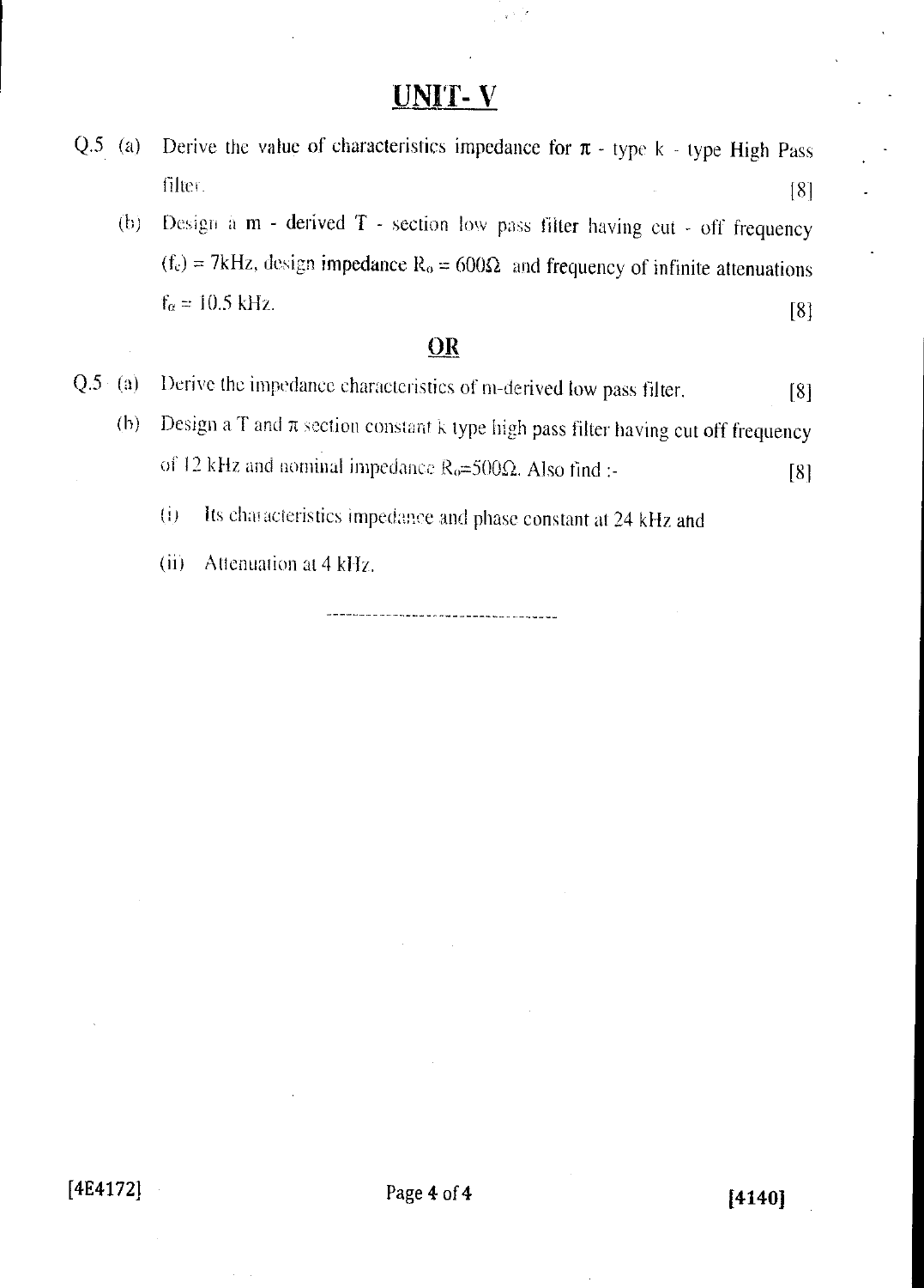# UNIT- V

Q.5 (a) Derive the value of characteristics impedance for $\pi$ - type k - type High Pass filter. [8]

(b) Design a m - derived T - section low pass filter having cut - off frequency ($f_c$) = 7kHz, design impedance $R_o = 600\Omega$ and frequency of infinite attenuations $f_\alpha$ = 10.5 kHz. [8]

## OR

Q.5 (a) Derive the impedance characteristics of m-derived low pass filter. [8]

(b) Design a T and $\pi$ section constant k type high pass filter having cut off frequency of 12 kHz and nominal impedance $R_o$=500Ω. Also find :- [8]

(i) Its characteristics impedance and phase constant at 24 kHz and

(ii) Attenuation at 4 kHz.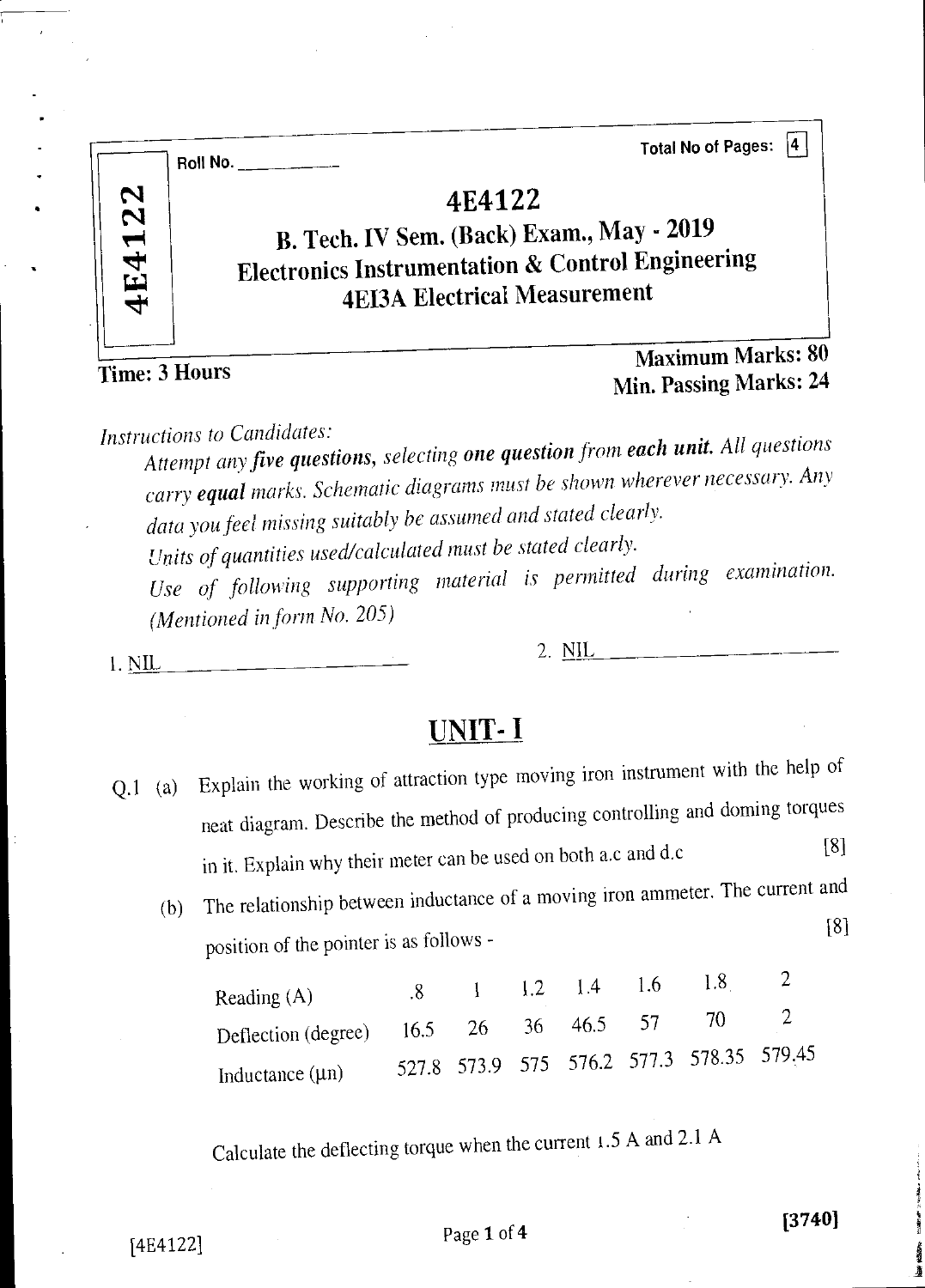Roll No. ___________

Total No of Pages: 4

4E4122

# 4E4122

## B. Tech. IV Sem. (Back) Exam., May - 2019
## Electronics Instrumentation & Control Engineering
## 4EI3A Electrical Measurement

**Time: 3 Hours**

**Maximum Marks: 80**
**Min. Passing Marks: 24**

*Instructions to Candidates:*

*Attempt any **five questions**, selecting **one question** from **each unit**. All questions carry **equal** marks. Schematic diagrams must be shown wherever necessary. Any data you feel missing suitably be assumed and stated clearly.*

*Units of quantities used/calculated must be stated clearly.*

*Use of following supporting material is permitted during examination. (Mentioned in form No. 205)*

1. NIL  2. NIL

## UNIT- I

Q.1 (a) Explain the working of attraction type moving iron instrument with the help of neat diagram. Describe the method of producing controlling and doming torques in it. Explain why their meter can be used on both a.c and d.c [8]

(b) The relationship between inductance of a moving iron ammeter. The current and position of the pointer is as follows - [8]

| | | | | | | | |
|---|---|---|---|---|---|---|---|
| Reading (A) | .8 | 1 | 1.2 | 1.4 | 1.6 | 1.8 | 2 |
| Deflection (degree) | 16.5 | 26 | 36 | 46.5 | 57 | 70 | 2 |
| Inductance (μn) | 527.8 | 573.9 | 575 | 576.2 | 577.3 | 578.35 | 579.45 |

Calculate the deflecting torque when the current 1.5 A and 2.1 A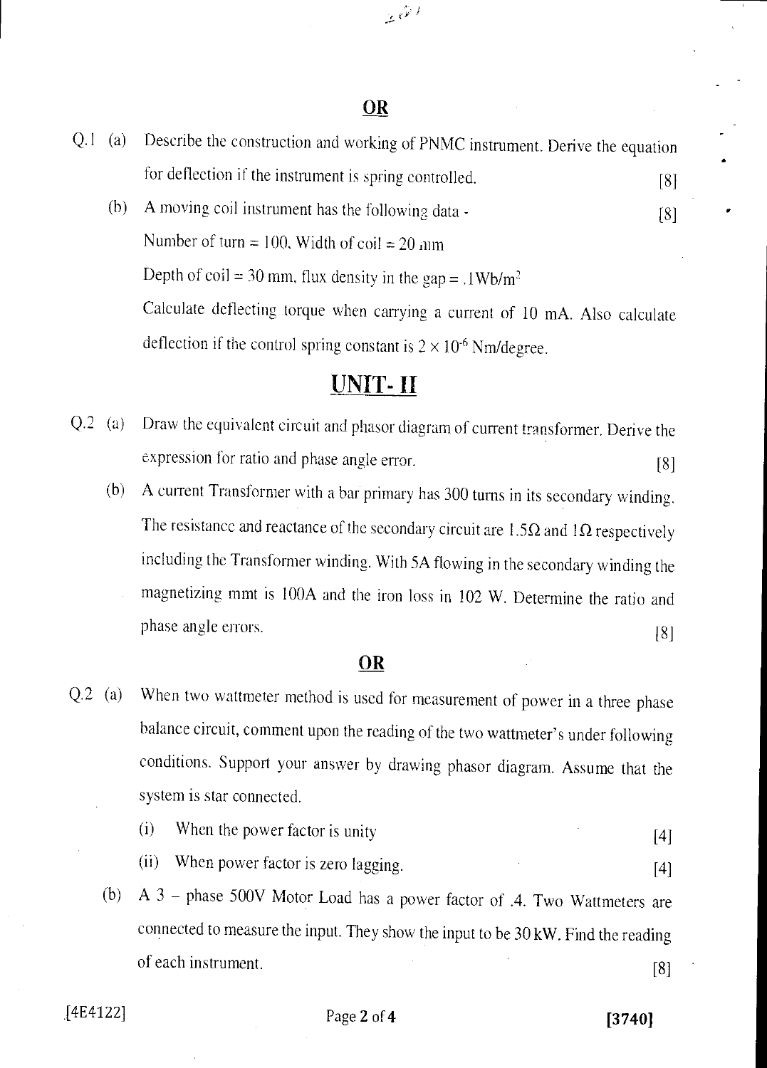## OR

Q.1 (a) Describe the construction and working of PNMC instrument. Derive the equation for deflection if the instrument is spring controlled. [8]

(b) A moving coil instrument has the following data - [8]

Number of turn = 100, Width of coil = 20 mm

Depth of coil = 30 mm, flux density in the gap = .1 $Wb/m^2$

Calculate deflecting torque when carrying a current of 10 mA. Also calculate deflection if the control spring constant is $2 \times 10^{-6}$ Nm/degree.

# UNIT- II

Q.2 (a) Draw the equivalent circuit and phasor diagram of current transformer. Derive the expression for ratio and phase angle error. [8]

(b) A current Transformer with a bar primary has 300 turns in its secondary winding. The resistance and reactance of the secondary circuit are 1.5Ω and 1Ω respectively including the Transformer winding. With 5A flowing in the secondary winding the magnetizing mmf is 100A and the iron loss in 102 W. Determine the ratio and phase angle errors. [8]

## OR

Q.2 (a) When two wattmeter method is used for measurement of power in a three phase balance circuit, comment upon the reading of the two wattmeter's under following conditions. Support your answer by drawing phasor diagram. Assume that the system is star connected.

(i) When the power factor is unity [4]

(ii) When power factor is zero lagging. [4]

(b) A 3 – phase 500V Motor Load has a power factor of .4. Two Wattmeters are connected to measure the input. They show the input to be 30 kW. Find the reading of each instrument. [8]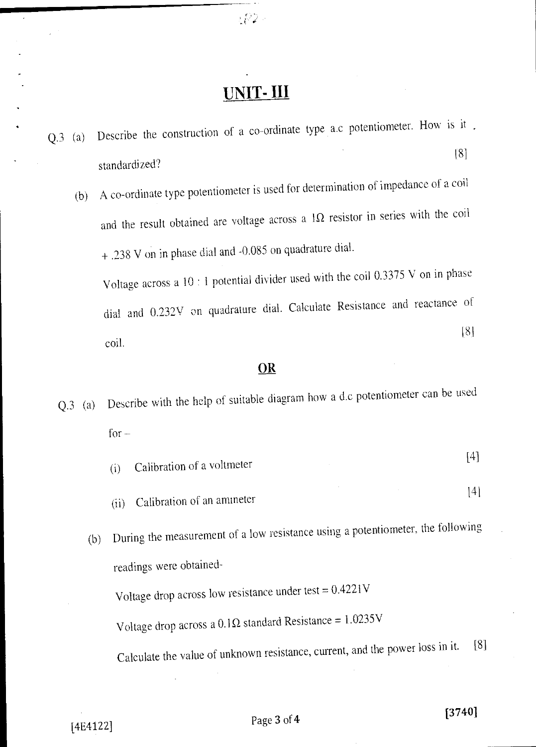# UNIT- III

Q.3 (a) Describe the construction of a co-ordinate type a.c potentiometer. How is it standardized? [8]

(b) A co-ordinate type potentiometer is used for determination of impedance of a coil and the result obtained are voltage across a 1Ω resistor in series with the coil + .238 V on in phase dial and -0.085 on quadrature dial.

Voltage across a 10 : 1 potential divider used with the coil 0.3375 V on in phase dial and 0.232V on quadrature dial. Calculate Resistance and reactance of coil. [8]

**OR**

Q.3 (a) Describe with the help of suitable diagram how a d.c potentiometer can be used for –

(i) Calibration of a voltmeter [4]

(ii) Calibration of an ammeter [4]

(b) During the measurement of a low resistance using a potentiometer, the following readings were obtained-

Voltage drop across low resistance under test = 0.4221V

Voltage drop across a 0.1Ω standard Resistance = 1.0235V

Calculate the value of unknown resistance, current, and the power loss in it. [8]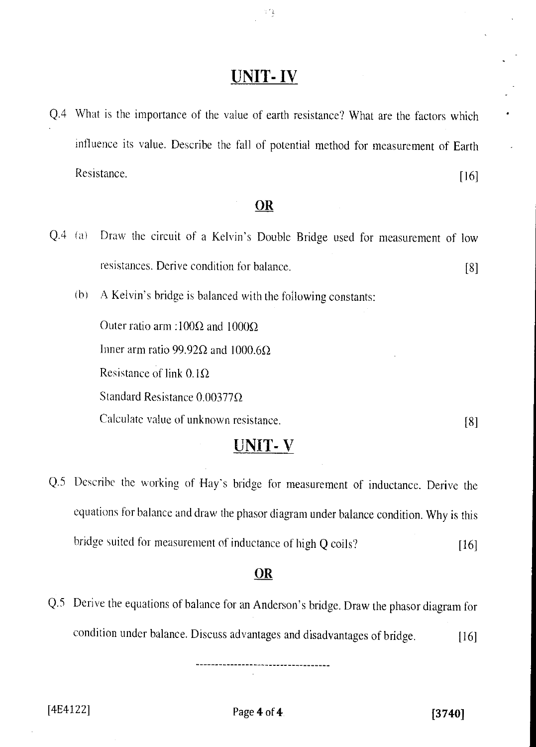## UNIT- IV

Q.4 What is the importance of the value of earth resistance? What are the factors which influence its value. Describe the fall of potential method for measurement of Earth Resistance. [16]

**OR**

Q.4 (a) Draw the circuit of a Kelvin's Double Bridge used for measurement of low resistances. Derive condition for balance. [8]

(b) A Kelvin's bridge is balanced with the following constants:

Outer ratio arm : $100\Omega$ and $1000\Omega$

Inner arm ratio $99.92\Omega$ and $1000.6\Omega$

Resistance of link $0.1\Omega$

Standard Resistance $0.00377\Omega$

Calculate value of unknown resistance. [8]

## UNIT- V

Q.5 Describe the working of Hay's bridge for measurement of inductance. Derive the equations for balance and draw the phasor diagram under balance condition. Why is this bridge suited for measurement of inductance of high Q coils? [16]

**OR**

Q.5 Derive the equations of balance for an Anderson's bridge. Draw the phasor diagram for condition under balance. Discuss advantages and disadvantages of bridge. [16]

---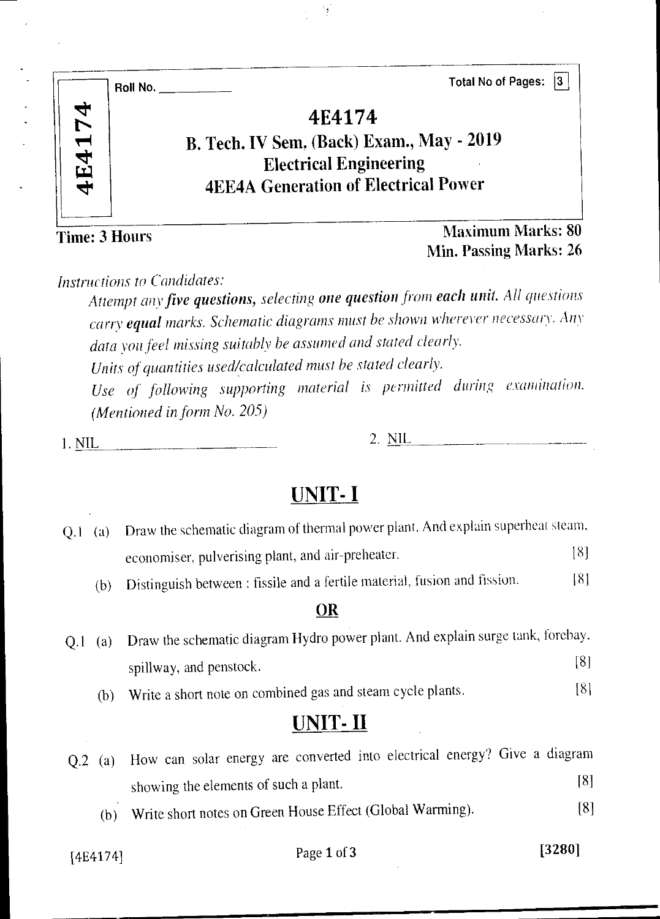Roll No. \_\_\_\_\_\_\_\_\_\_

Total No of Pages: 3

4E4174

# 4E4174

## B. Tech. IV Sem. (Back) Exam., May - 2019

## Electrical Engineering

## 4EE4A Generation of Electrical Power

**Time: 3 Hours**

**Maximum Marks: 80**
**Min. Passing Marks: 26**

*Instructions to Candidates:*

*Attempt any* ***five questions,*** *selecting* ***one question*** *from* ***each unit.*** *All questions carry* ***equal*** *marks. Schematic diagrams must be shown wherever necessary. Any data you feel missing suitably be assumed and stated clearly.*

*Units of quantities used/calculated must be stated clearly.*

*Use of following supporting material is permitted during examination. (Mentioned in form No. 205)*

1. NIL 2. NIL

## UNIT- I

Q.1 (a) Draw the schematic diagram of thermal power plant. And explain superheat steam, economiser, pulverising plant, and air-preheater. [8]

(b) Distinguish between : fissile and a fertile material, fusion and fission. [8]

**OR**

Q.1 (a) Draw the schematic diagram Hydro power plant. And explain surge tank, forebay, spillway, and penstock. [8]

(b) Write a short note on combined gas and steam cycle plants. [8]

## UNIT- II

Q.2 (a) How can solar energy are converted into electrical energy? Give a diagram showing the elements of such a plant. [8]

(b) Write short notes on Green House Effect (Global Warming). [8]

[4E4174] [3280]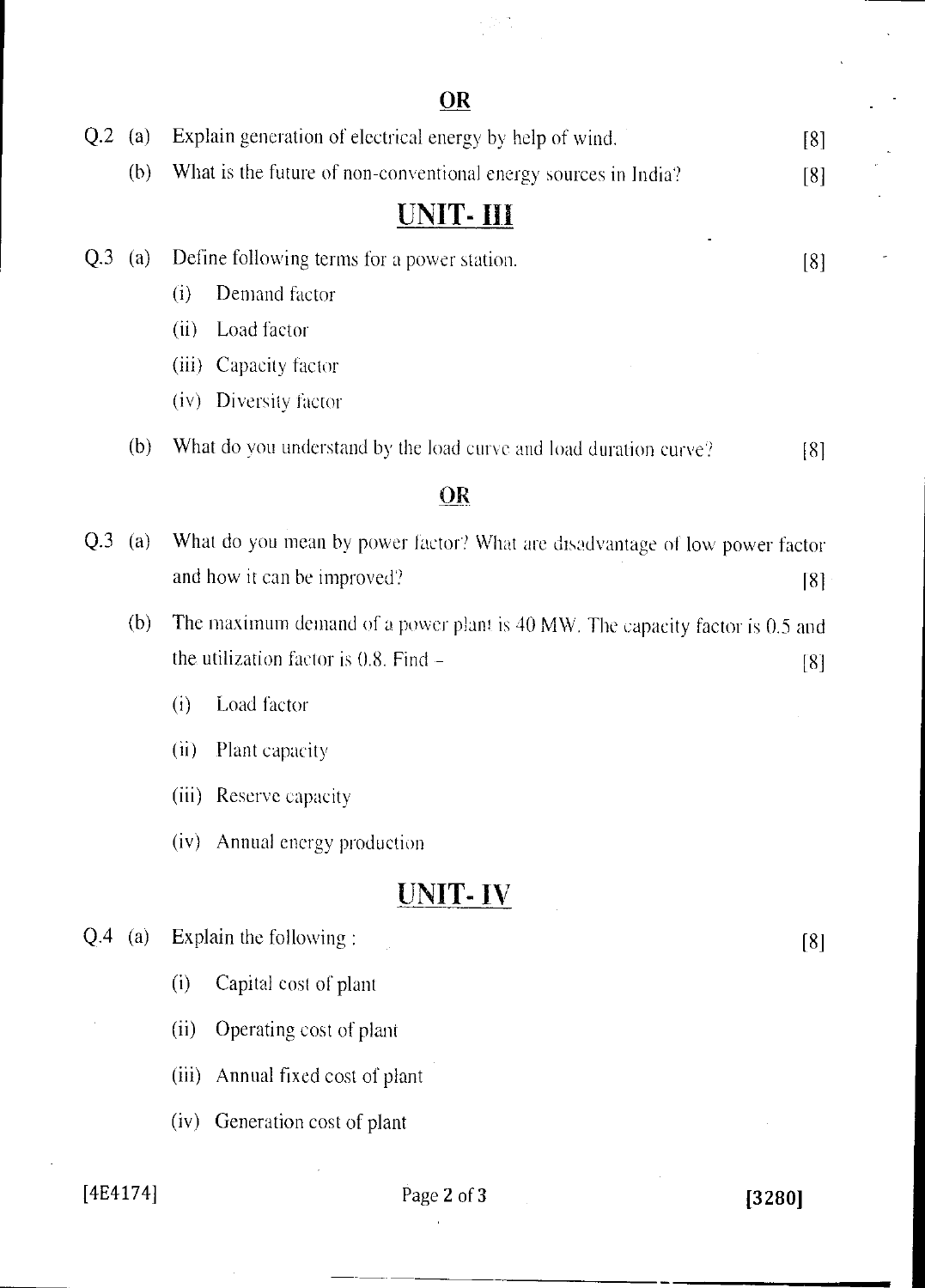**OR**

Q.2 (a) Explain generation of electrical energy by help of wind. [8]

(b) What is the future of non-conventional energy sources in India? [8]

## UNIT- III

Q.3 (a) Define following terms for a power station. [8]

(i) Demand factor

(ii) Load factor

(iii) Capacity factor

(iv) Diversity factor

(b) What do you understand by the load curve and load duration curve? [8]

**OR**

Q.3 (a) What do you mean by power factor? What are disadvantage of low power factor and how it can be improved? [8]

(b) The maximum demand of a power plant is 40 MW. The capacity factor is 0.5 and the utilization factor is 0.8. Find – [8]

(i) Load factor

(ii) Plant capacity

(iii) Reserve capacity

(iv) Annual energy production

## UNIT- IV

Q.4 (a) Explain the following : [8]

(i) Capital cost of plant

(ii) Operating cost of plant

(iii) Annual fixed cost of plant

(iv) Generation cost of plant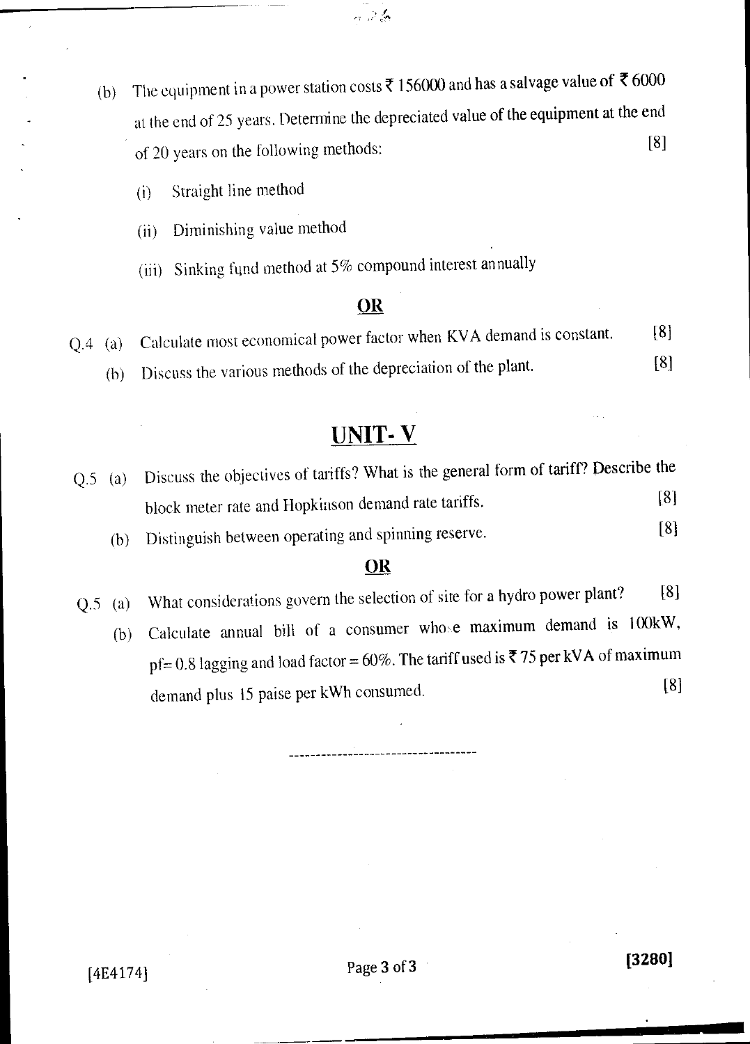(b) The equipment in a power station costs ₹ 156000 and has a salvage value of ₹ 6000 at the end of 25 years. Determine the depreciated value of the equipment at the end of 20 years on the following methods: [8]

(i) Straight line method

(ii) Diminishing value method

(iii) Sinking fund method at 5% compound interest annually

**OR**

Q.4 (a) Calculate most economical power factor when KVA demand is constant. [8]

(b) Discuss the various methods of the depreciation of the plant. [8]

## UNIT- V

Q.5 (a) Discuss the objectives of tariffs? What is the general form of tariff? Describe the block meter rate and Hopkinson demand rate tariffs. [8]

(b) Distinguish between operating and spinning reserve. [8]

**OR**

Q.5 (a) What considerations govern the selection of site for a hydro power plant? [8]

(b) Calculate annual bill of a consumer whose maximum demand is 100kW, pf= 0.8 lagging and load factor = 60%. The tariff used is ₹ 75 per kVA of maximum demand plus 15 paise per kWh consumed. [8]

---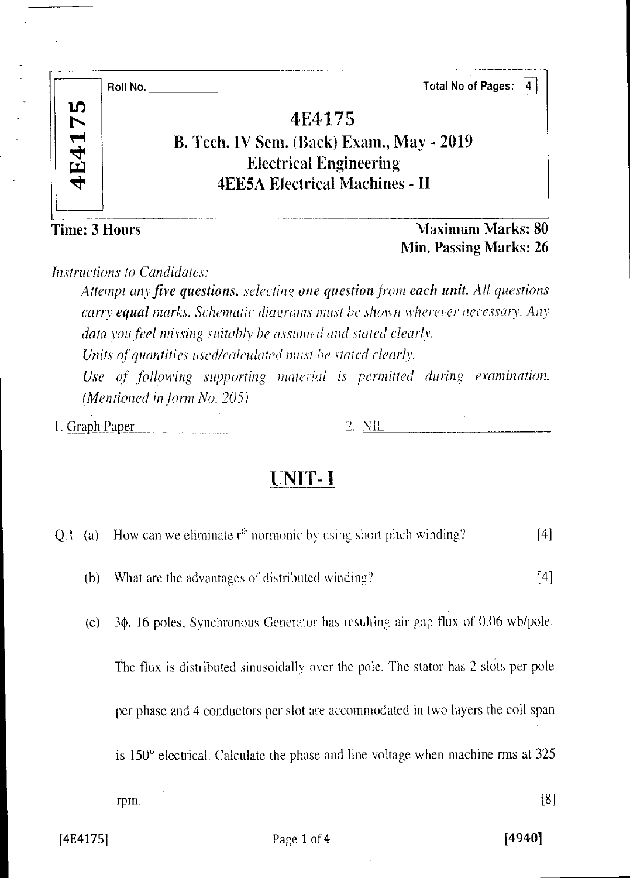Roll No. ____________

Total No of Pages: 4

4E4175

# 4E4175

## B. Tech. IV Sem. (Back) Exam., May - 2019

## Electrical Engineering

## 4EE5A Electrical Machines - II

**Time: 3 Hours**

**Maximum Marks: 80**

**Min. Passing Marks: 26**

*Instructions to Candidates:*

*Attempt any **five questions**, selecting **one question** from **each unit**. All questions carry **equal** marks. Schematic diagrams must be shown wherever necessary. Any data you feel missing suitably be assumed and stated clearly.*

*Units of quantities used/calculated must be stated clearly.*

*Use of following supporting material is permitted during examination. (Mentioned in form No. 205)*

1. Graph Paper
2. NIL

## UNIT- I

Q.1 (a) How can we eliminate $r^{th}$ normonic by using short pitch winding? [4]

(b) What are the advantages of distributed winding? [4]

(c) $3\phi$, 16 poles, Synchronous Generator has resulting air gap flux of 0.06 wb/pole. The flux is distributed sinusoidally over the pole. The stator has 2 slots per pole per phase and 4 conductors per slot are accommodated in two layers the coil span is 150° electrical. Calculate the phase and line voltage when machine rms at 325 rpm. [8]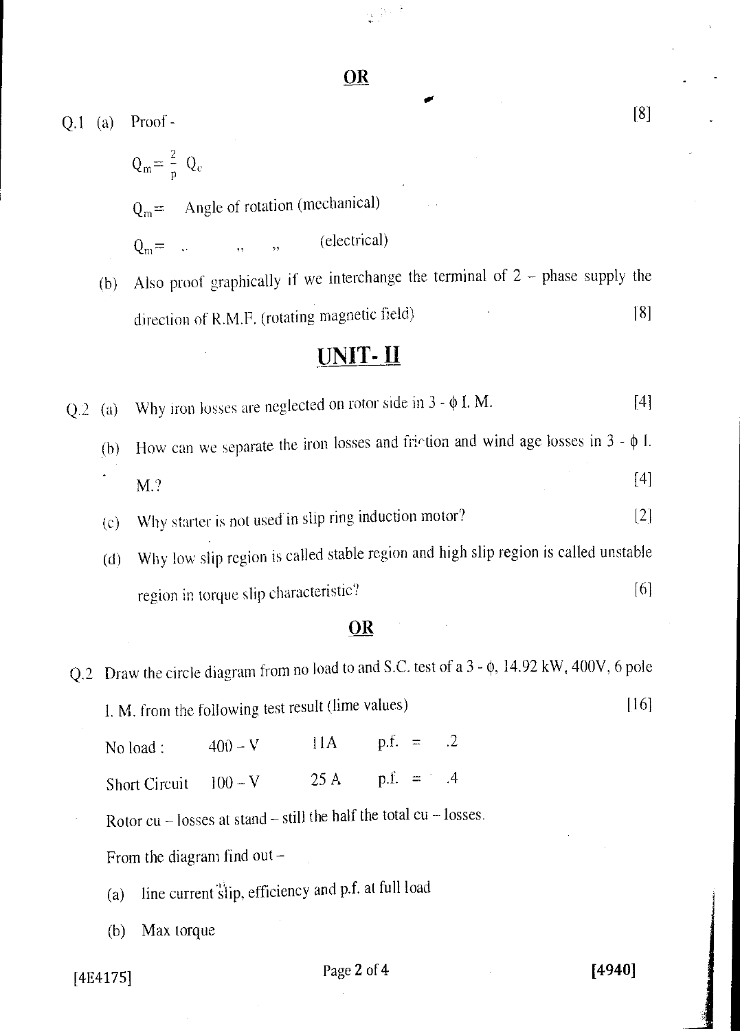**OR**

Q.1 (a) Proof - [8]

$Q_m = \frac{2}{p} Q_e$

$Q_m =$ Angle of rotation (mechanical)

$Q_m =$ ,, ,, ,, (electrical)

(b) Also proof graphically if we interchange the terminal of 2 – phase supply the direction of R.M.F. (rotating magnetic field) [8]

## UNIT- II

Q.2 (a) Why iron losses are neglected on rotor side in 3 - $\phi$ I. M. [4]

(b) How can we separate the iron losses and friction and wind age losses in 3 - $\phi$ I. M.? [4]

(c) Why starter is not used in slip ring induction motor? [2]

(d) Why low slip region is called stable region and high slip region is called unstable region in torque slip characteristic? [6]

**OR**

Q.2 Draw the circle diagram from no load to and S.C. test of a 3 - $\phi$, 14.92 kW, 400V, 6 pole I. M. from the following test result (lime values) [16]

| | | | |
|---|---|---|---|
| No load : | 400 – V | 11A | p.f. = .2 |
| Short Circuit | 100 – V | 25 A | p.f. = .4 |

Rotor cu – losses at stand – still the half the total cu – losses.

From the diagram find out –

(a) line current slip, efficiency and p.f. at full load

(b) Max torque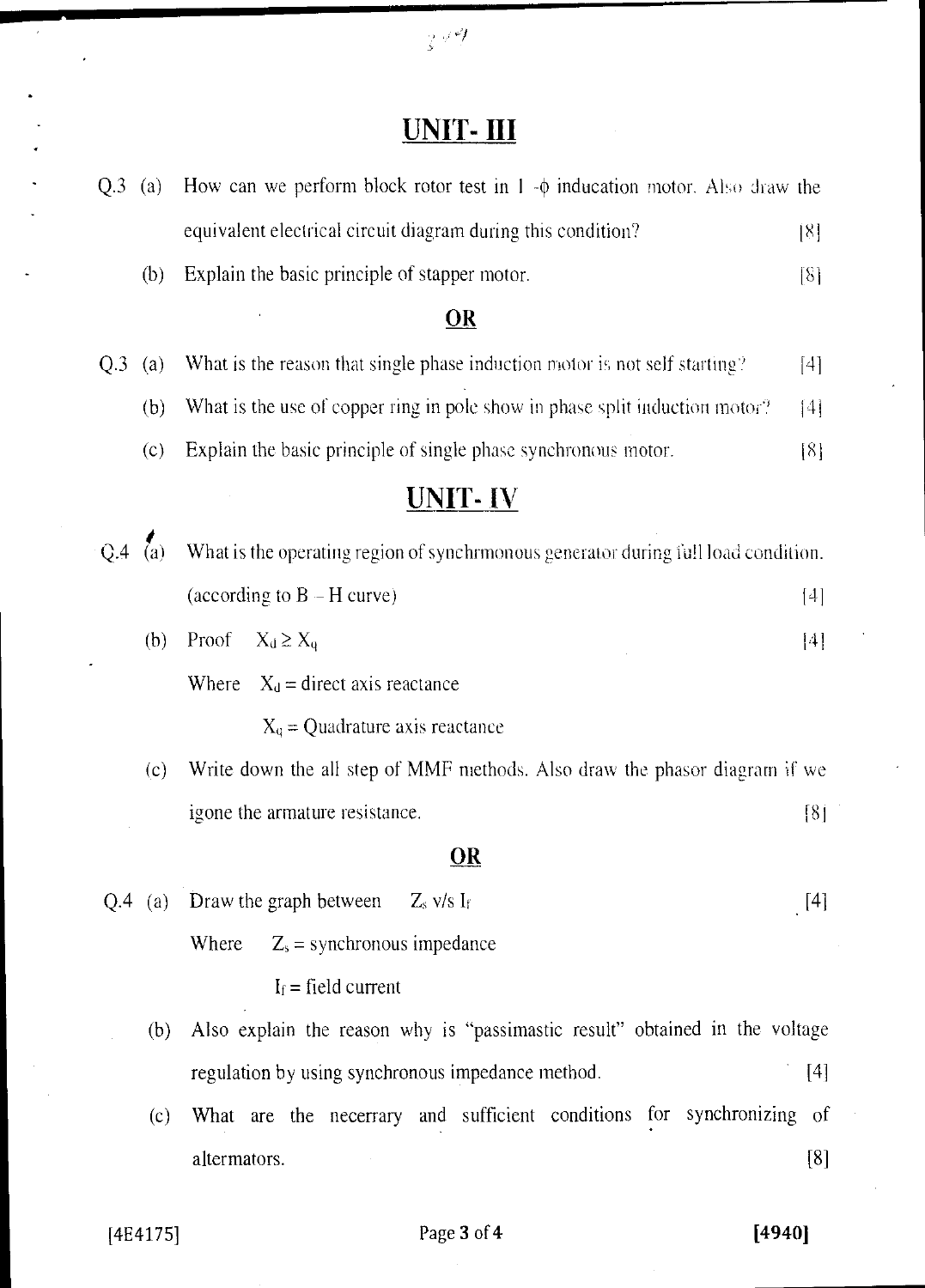## UNIT- III

Q.3 (a) How can we perform block rotor test in 1 -$\phi$ inducation motor. Also draw the equivalent electrical circuit diagram during this condition? [8]

(b) Explain the basic principle of stapper motor. [8]

**OR**

Q.3 (a) What is the reason that single phase induction motor is not self starting? [4]

(b) What is the use of copper ring in pole show in phase split induction motor? [4]

(c) Explain the basic principle of single phase synchronous motor. [8]

## UNIT- IV

Q.4 (a) What is the operating region of synchrmonous generator during full load condition. (according to B – H curve) [4]

(b) Proof $X_d \geq X_q$ [4]

Where $X_d$ = direct axis reactance

$X_q$ = Quadrature axis reactance

(c) Write down the all step of MMF methods. Also draw the phasor diagram if we igone the armature resistance. [8]

**OR**

Q.4 (a) Draw the graph between $Z_s$ v/s $I_f$ [4]

Where $Z_s$ = synchronous impedance

$I_f$ = field current

(b) Also explain the reason why is "passimastic result" obtained in the voltage regulation by using synchronous impedance method. [4]

(c) What are the necerrary and sufficient conditions for synchronizing of altermators. [8]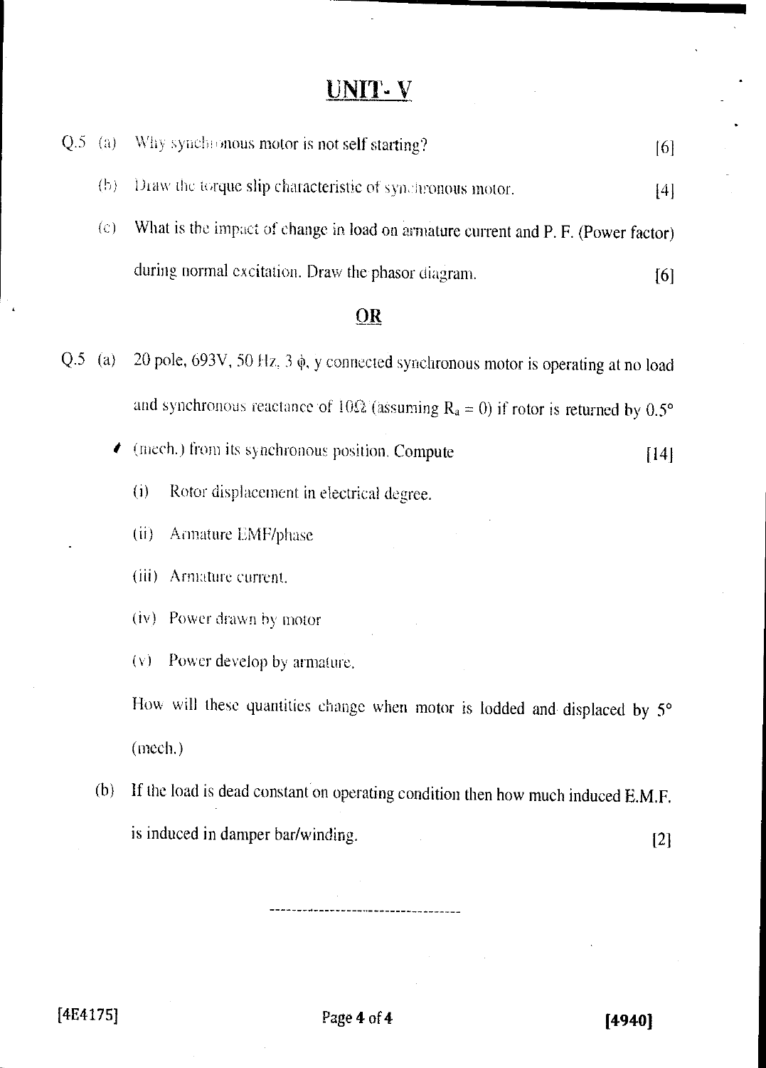## UNIT- V

Q.5 (a) Why synchronous motor is not self starting? [6]

(b) Draw the torque slip characteristic of synchronous motor. [4]

(c) What is the impact of change in load on armature current and P. F. (Power factor) during normal excitation. Draw the phasor diagram. [6]

**OR**

Q.5 (a) 20 pole, 693V, 50 Hz, 3 $\phi$, y connected synchronous motor is operating at no load and synchronous reactance of 10Ω (assuming $R_a = 0$) if rotor is returned by 0.5° (mech.) from its synchronous position. Compute [14]

(i) Rotor displacement in electrical degree.

(ii) Armature EMF/phase

(iii) Armature current.

(iv) Power drawn by motor

(v) Power develop by armature.

How will these quantities change when motor is lodded and displaced by 5° (mech.)

(b) If the load is dead constant on operating condition then how much induced E.M.F. is induced in damper bar/winding. [2]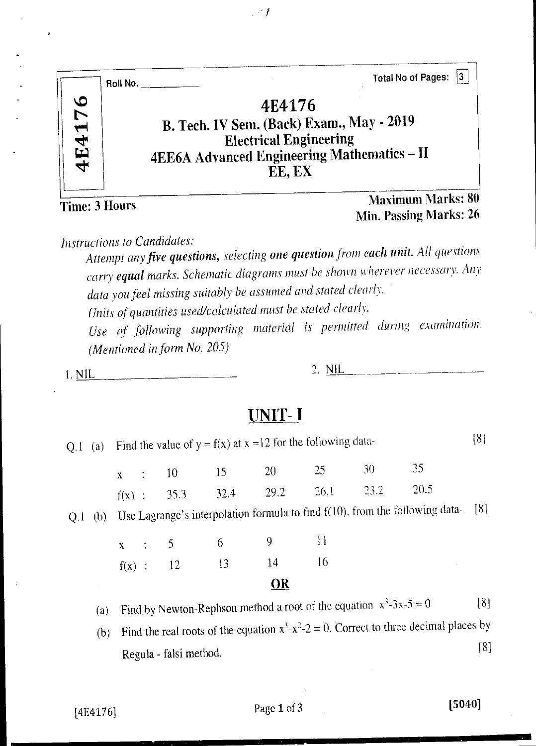Roll No. ___________

Total No of Pages: 3

4E4176

# 4E4176

## B. Tech. IV Sem. (Back) Exam., May - 2019
## Electrical Engineering
## 4EE6A Advanced Engineering Mathematics – II
## EE, EX

**Time: 3 Hours**

**Maximum Marks: 80**
**Min. Passing Marks: 26**

*Instructions to Candidates:*

*Attempt any **five questions**, selecting **one question** from **each unit**. All questions carry **equal** marks. Schematic diagrams must be shown wherever necessary. Any data you feel missing suitably be assumed and stated clearly.*

*Units of quantities used/calculated must be stated clearly.*

*Use of following supporting material is permitted during examination. (Mentioned in form No. 205)*

1. NIL　　　　　　　　2. NIL

## UNIT- I

Q.1 (a) Find the value of $y = f(x)$ at $x = 12$ for the following data- [8]

| | | | | | | |
|---|---|---|---|---|---|---|
| x : | 10 | 15 | 20 | 25 | 30 | 35 |
| f(x) : | 35.3 | 32.4 | 29.2 | 26.1 | 23.2 | 20.5 |

Q.1 (b) Use Lagrange's interpolation formula to find f(10). from the following data- [8]

| | | | | |
|---|---|---|---|---|
| x : | 5 | 6 | 9 | 11 |
| f(x) : | 12 | 13 | 14 | 16 |

**OR**

(a) Find by Newton-Rephson method a root of the equation $x^3-3x-5 = 0$ [8]

(b) Find the real roots of the equation $x^3-x^2-2 = 0$. Correct to three decimal places by Regula - falsi method. [8]

[4E4176]　　　　　　　　[5040]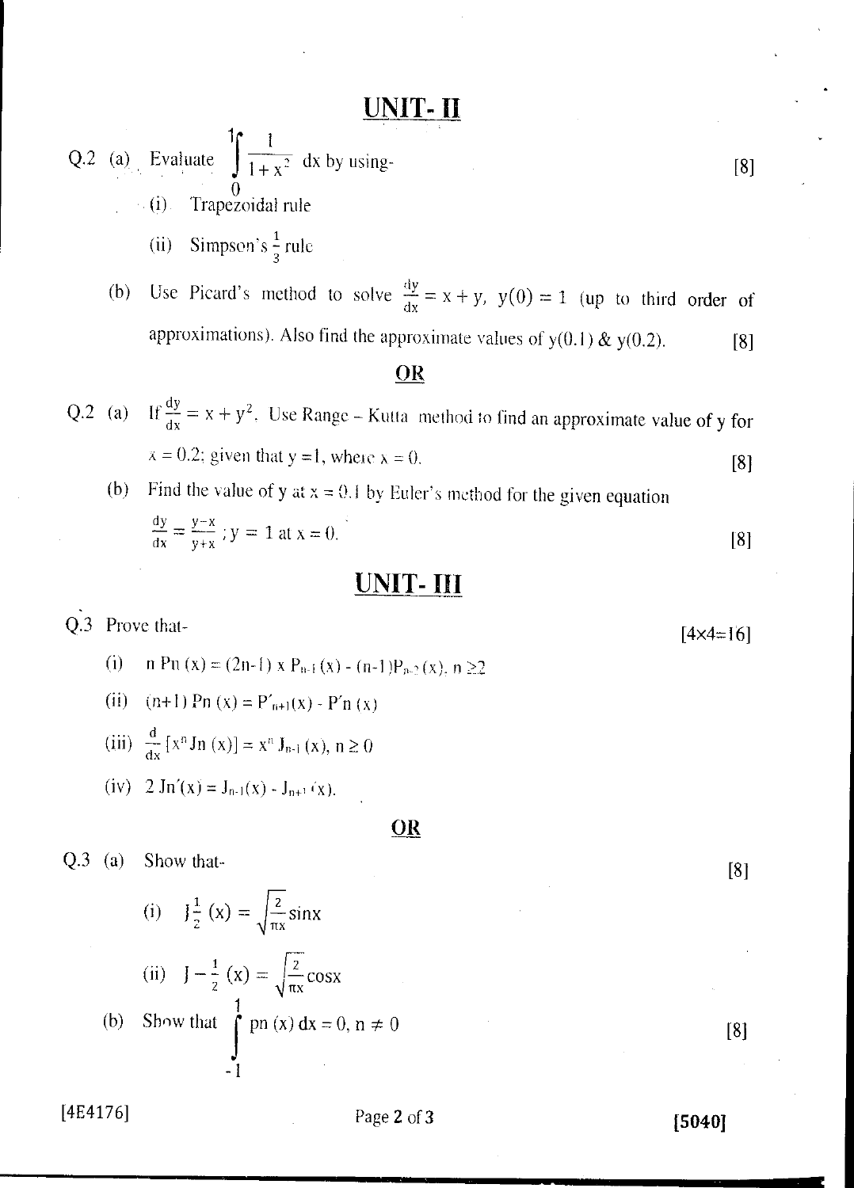## UNIT- II

Q.2 (a) Evaluate $\int_0^1 \frac{1}{1+x^2} dx$ by using- [8]

(i) Trapezoidal rule

(ii) Simpson's $\frac{1}{3}$ rule

(b) Use Picard's method to solve $\frac{dy}{dx} = x + y$, $y(0) = 1$ (up to third order of approximations). Also find the approximate values of $y(0.1)$ & $y(0.2)$. [8]

**OR**

Q.2 (a) If $\frac{dy}{dx} = x + y^2$. Use Range – Kutta method to find an approximate value of y for $x = 0.2$; given that $y = 1$, where $x = 0$. [8]

(b) Find the value of y at $x = 0.1$ by Euler's method for the given equation $\frac{dy}{dx} = \frac{y-x}{y+x}$ ; $y = 1$ at $x = 0$. [8]

## UNIT- III

Q.3 Prove that- [4×4=16]

(i) $n P_n(x) = (2n-1)\, x\, P_{n-1}(x) - (n-1)P_{n-2}(x)$, $n \geq 2$

(ii) $(n+1) P_n(x) = P'_{n+1}(x) - P'_n(x)$

(iii) $\frac{d}{dx}[x^n J_n(x)] = x^n J_{n-1}(x)$, $n \geq 0$

(iv) $2 J_n'(x) = J_{n-1}(x) - J_{n+1}(x)$.

**OR**

Q.3 (a) Show that- [8]

(i) $J_{\frac{1}{2}}(x) = \sqrt{\frac{2}{\pi x}} \sin x$

(ii) $J_{-\frac{1}{2}}(x) = \sqrt{\frac{2}{\pi x}} \cos x$

(b) Show that $\int_{-1}^{1} p_n(x)\, dx = 0$, $n \neq 0$ [8]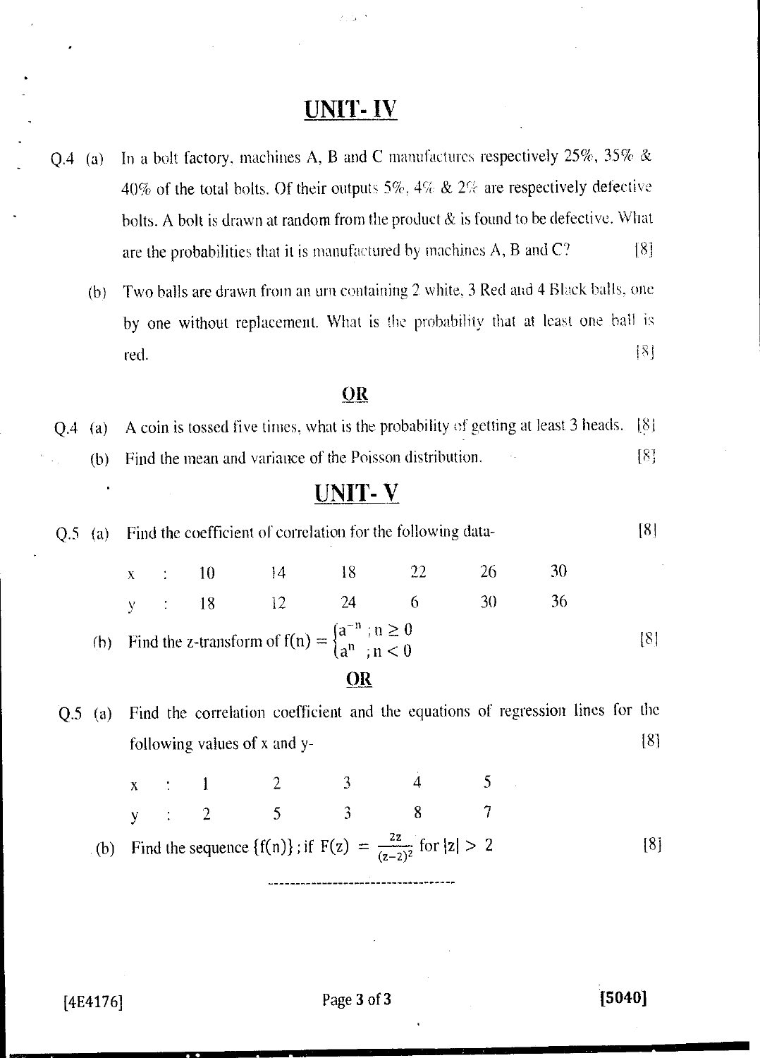## UNIT- IV

Q.4 (a) In a bolt factory, machines A, B and C manufactures respectively 25%, 35% & 40% of the total bolts. Of their outputs 5%, 4% & 2% are respectively defective bolts. A bolt is drawn at random from the product & is found to be defective. What are the probabilities that it is manufactured by machines A, B and C? [8]

(b) Two balls are drawn from an urn containing 2 white, 3 Red and 4 Black balls, one by one without replacement. What is the probability that at least one ball is red. [8]

**OR**

Q.4 (a) A coin is tossed five times, what is the probability of getting at least 3 heads. [8]

(b) Find the mean and variance of the Poisson distribution. [8]

## UNIT- V

Q.5 (a) Find the coefficient of correlation for the following data- [8]

| | | | | | | |
|---|---|---|---|---|---|---|
| x : | 10 | 14 | 18 | 22 | 26 | 30 |
| y : | 18 | 12 | 24 | 6 | 30 | 36 |

(b) Find the z-transform of $f(n) = \begin{cases} a^{-n} ; n \geq 0 \\ a^{n} \ ; n < 0 \end{cases}$ [8]

**OR**

Q.5 (a) Find the correlation coefficient and the equations of regression lines for the following values of x and y- [8]

| | | | | | |
|---|---|---|---|---|---|
| x : | 1 | 2 | 3 | 4 | 5 |
| y : | 2 | 5 | 3 | 8 | 7 |

(b) Find the sequence $\{f(n)\}$; if $F(z) = \frac{2z}{(z-2)^2}$ for $|z| > 2$ [8]

[4E4176] [5040]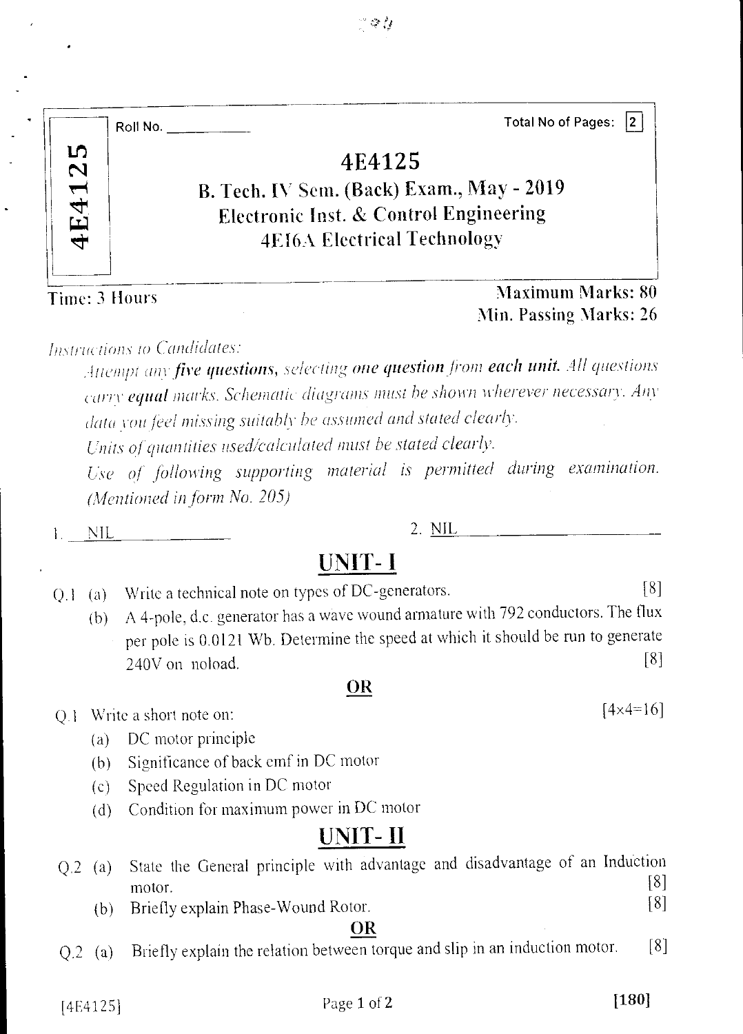Roll No. ___________

Total No of Pages: 2

4E4125

# 4E4125

## B. Tech. IV Sem. (Back) Exam., May - 2019

## Electronic Inst. & Control Engineering

## 4E16A Electrical Technology

Time: 3 Hours

Maximum Marks: 80

Min. Passing Marks: 26

*Instructions to Candidates:*

*Attempt any **five questions**, selecting **one question** from **each unit**. All questions carry **equal** marks. Schematic diagrams must be shown wherever necessary. Any data you feel missing suitably be assumed and stated clearly.*

*Units of quantities used/calculated must be stated clearly.*

*Use of following supporting material is permitted during examination. (Mentioned in form No. 205)*

1. NIL 2. NIL

## UNIT- I

Q.1 (a) Write a technical note on types of DC-generators. [8]

(b) A 4-pole, d.c. generator has a wave wound armature with 792 conductors. The flux per pole is 0.0121 Wb. Determine the speed at which it should be run to generate 240V on noload. [8]

**OR**

Q.1 Write a short note on: [4×4=16]

(a) DC motor principle

(b) Significance of back emf in DC motor

(c) Speed Regulation in DC motor

(d) Condition for maximum power in DC motor

## UNIT- II

Q.2 (a) State the General principle with advantage and disadvantage of an Induction motor. [8]

(b) Briefly explain Phase-Wound Rotor. [8]

**OR**

Q.2 (a) Briefly explain the relation between torque and slip in an induction motor. [8]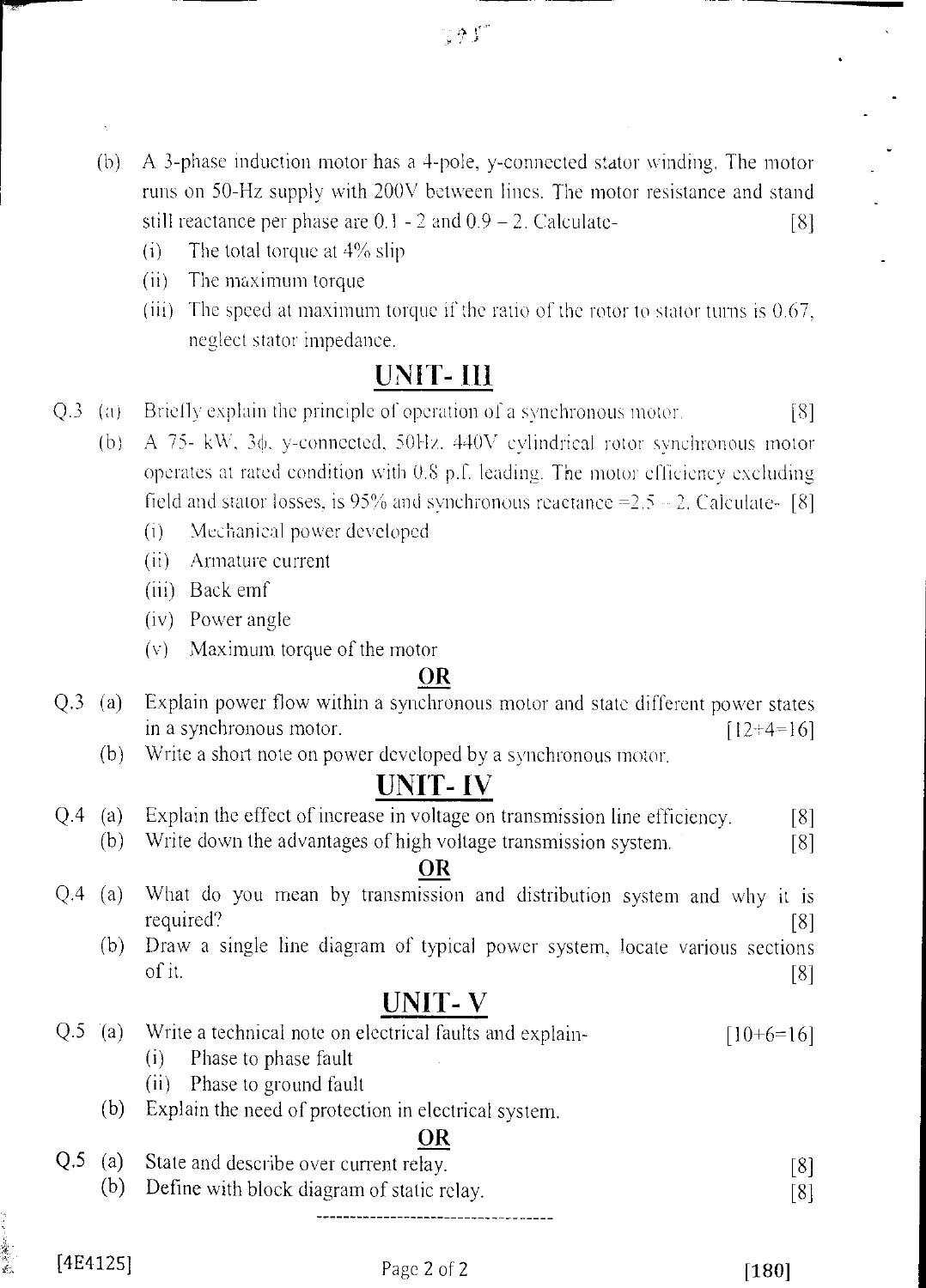(b) A 3-phase induction motor has a 4-pole, y-connected stator winding. The motor runs on 50-Hz supply with 200V between lines. The motor resistance and stand still reactance per phase are 0.1 - 2 and 0.9 – 2. Calculate- [8]

(i) The total torque at 4% slip

(ii) The maximum torque

(iii) The speed at maximum torque if the ratio of the rotor to stator turns is 0.67, neglect stator impedance.

## UNIT- III

Q.3 (a) Briefly explain the principle of operation of a synchronous motor. [8]

(b) A 75- kW, 3$\phi$, y-connected, 50Hz, 440V cylindrical rotor synchronous motor operates at rated condition with 0.8 p.f. leading. The motor efficiency excluding field and stator losses, is 95% and synchronous reactance =2.5 – 2. Calculate- [8]

(i) Mechanical power developed

(ii) Armature current

(iii) Back emf

(iv) Power angle

(v) Maximum torque of the motor

**OR**

Q.3 (a) Explain power flow within a synchronous motor and state different power states in a synchronous motor. [12+4=16]

(b) Write a short note on power developed by a synchronous motor.

## UNIT- IV

Q.4 (a) Explain the effect of increase in voltage on transmission line efficiency. [8]

(b) Write down the advantages of high voltage transmission system. [8]

**OR**

Q.4 (a) What do you mean by transmission and distribution system and why it is required? [8]

(b) Draw a single line diagram of typical power system, locate various sections of it. [8]

## UNIT- V

Q.5 (a) Write a technical note on electrical faults and explain- [10+6=16]

(i) Phase to phase fault

(ii) Phase to ground fault

(b) Explain the need of protection in electrical system.

**OR**

Q.5 (a) State and describe over current relay. [8]

(b) Define with block diagram of static relay. [8]

[4E4125] [180]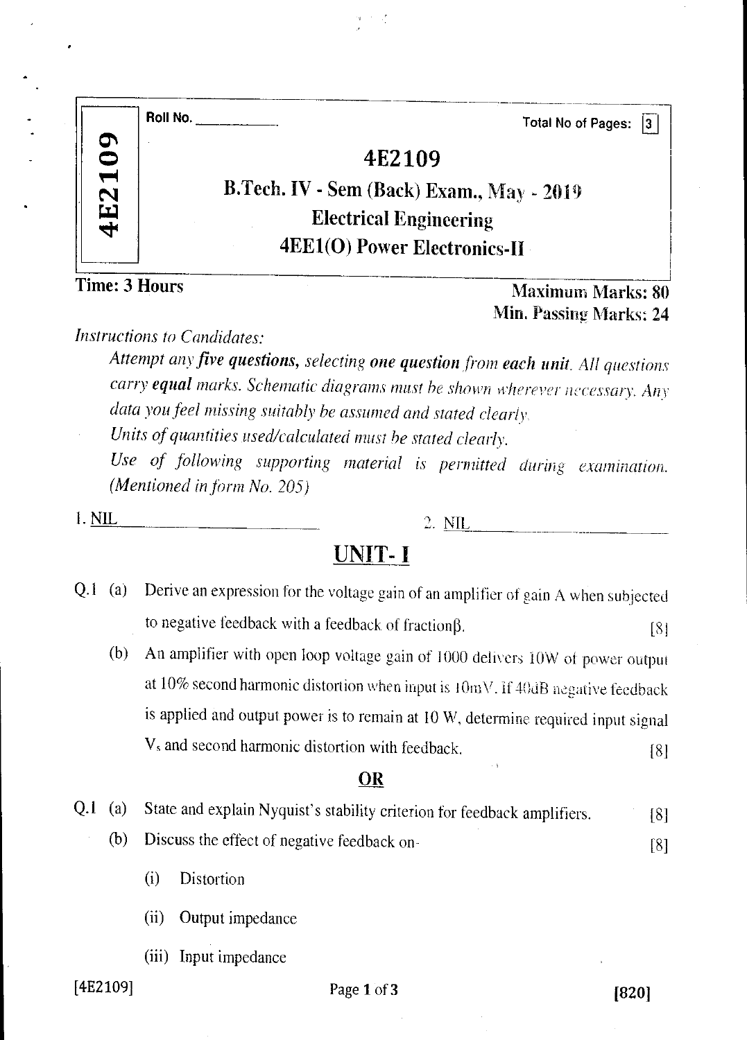4E2109

Roll No. \_\_\_\_\_\_\_\_\_\_

Total No of Pages: 3

# 4E2109

## B.Tech. IV - Sem (Back) Exam., May - 2019

## Electrical Engineering

## 4EE1(O) Power Electronics-II

**Time: 3 Hours**

**Maximum Marks: 80**

**Min. Passing Marks: 24**

*Instructions to Candidates:*

*Attempt any **five questions**, selecting **one question** from **each unit**. All questions carry **equal** marks. Schematic diagrams must be shown wherever necessary. Any data you feel missing suitably be assumed and stated clearly.*

*Units of quantities used/calculated must be stated clearly.*

*Use of following supporting material is permitted during examination. (Mentioned in form No. 205)*

1. NIL

2. NIL

## UNIT- I

Q.1 (a) Derive an expression for the voltage gain of an amplifier of gain A when subjected to negative feedback with a feedback of fraction $\beta$. [8]

(b) An amplifier with open loop voltage gain of 1000 delivers 10W of power output at 10% second harmonic distortion when input is 10mV. If 40dB negative feedback is applied and output power is to remain at 10 W, determine required input signal $V_s$ and second harmonic distortion with feedback. [8]

**OR**

Q.1 (a) State and explain Nyquist's stability criterion for feedback amplifiers. [8]

(b) Discuss the effect of negative feedback on- [8]

(i) Distortion

(ii) Output impedance

(iii) Input impedance

[820]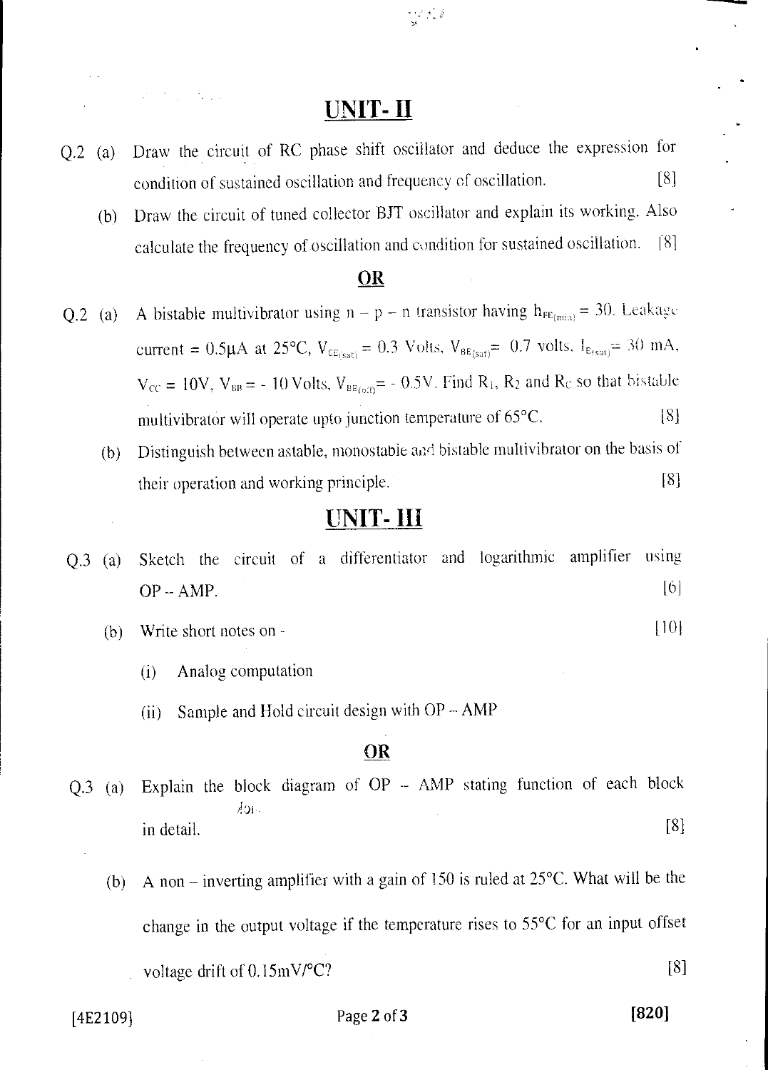## UNIT- II

Q.2 (a) Draw the circuit of RC phase shift oscillator and deduce the expression for condition of sustained oscillation and frequency of oscillation. [8]

(b) Draw the circuit of tuned collector BJT oscillator and explain its working. Also calculate the frequency of oscillation and condition for sustained oscillation. [8]

**OR**

Q.2 (a) A bistable multivibrator using n – p – n transistor having $h_{FE(min)} = 30$. Leakage current = 0.5μA at 25°C, $V_{CE(sat)} = 0.3$ Volts, $V_{BE(sat)} = 0.7$ volts, $I_{E(sat)} = 30$ mA, $V_{CC} = 10V$, $V_{BB} = -10$ Volts, $V_{BE(off)} = -0.5V$. Find $R_1$, $R_2$ and $R_C$ so that bistable multivibrator will operate upto junction temperature of 65°C. [8]

(b) Distinguish between astable, monostable and bistable multivibrator on the basis of their operation and working principle. [8]

## UNIT- III

Q.3 (a) Sketch the circuit of a differentiator and logarithmic amplifier using OP – AMP. [6]

(b) Write short notes on - [10]

(i) Analog computation

(ii) Sample and Hold circuit design with OP – AMP

**OR**

Q.3 (a) Explain the block diagram of OP – AMP stating function of each block in detail. [8]

(b) A non – inverting amplifier with a gain of 150 is ruled at 25°C. What will be the change in the output voltage if the temperature rises to 55°C for an input offset voltage drift of 0.15mV/°C? [8]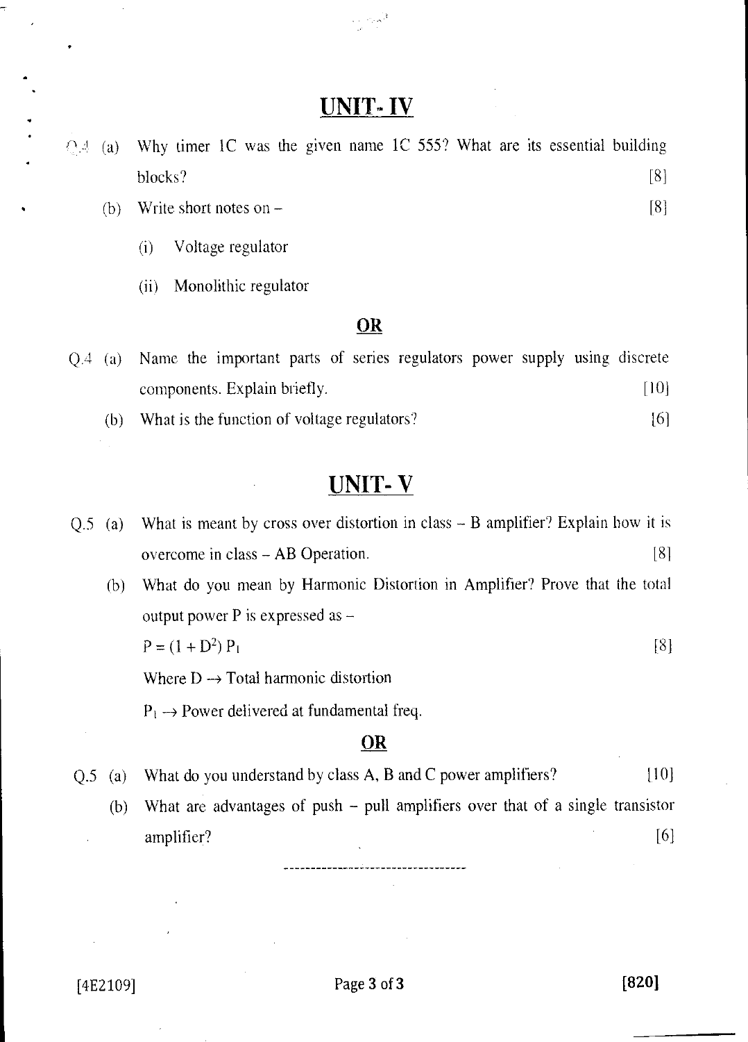## UNIT- IV

Q.4 (a) Why timer 1C was the given name 1C 555? What are its essential building blocks? [8]

(b) Write short notes on – [8]

(i) Voltage regulator

(ii) Monolithic regulator

**OR**

Q.4 (a) Name the important parts of series regulators power supply using discrete components. Explain briefly. [10]

(b) What is the function of voltage regulators? [6]

## UNIT- V

Q.5 (a) What is meant by cross over distortion in class – B amplifier? Explain how it is overcome in class – AB Operation. [8]

(b) What do you mean by Harmonic Distortion in Amplifier? Prove that the total output power P is expressed as –

$P = (1 + D^2) P_1$ [8]

Where D → Total harmonic distortion

$P_1$ → Power delivered at fundamental freq.

**OR**

Q.5 (a) What do you understand by class A, B and C power amplifiers? [10]

(b) What are advantages of push – pull amplifiers over that of a single transistor amplifier? [6]

---

[4E2109] [820]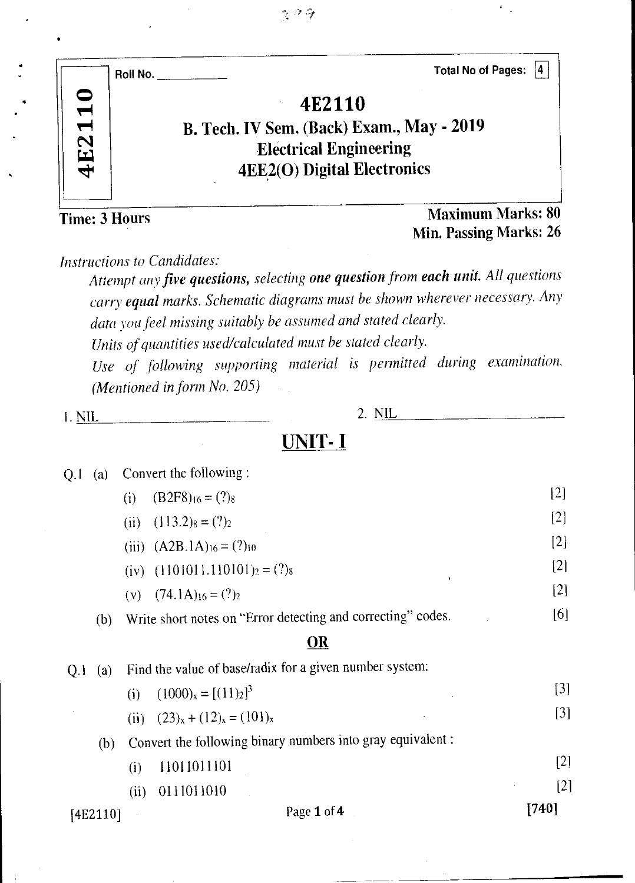Roll No. ___________

Total No of Pages: 4

4E2110

# 4E2110

## B. Tech. IV Sem. (Back) Exam., May - 2019

## Electrical Engineering

## 4EE2(O) Digital Electronics

**Time: 3 Hours**

**Maximum Marks: 80**
**Min. Passing Marks: 26**

*Instructions to Candidates:*

*Attempt any **five questions**, selecting **one question from each unit**. All questions carry **equal** marks. Schematic diagrams must be shown wherever necessary. Any data you feel missing suitably be assumed and stated clearly.*

*Units of quantities used/calculated must be stated clearly.*

*Use of following supporting material is permitted during examination. (Mentioned in form No. 205)*

1. NIL

2. NIL

## UNIT- I

Q.1 (a) Convert the following :

(i) $(B2F8)_{16} = (?)_{8}$ [2]

(ii) $(113.2)_{8} = (?)_{2}$ [2]

(iii) $(A2B.1A)_{16} = (?)_{10}$ [2]

(iv) $(1101011.110101)_{2} = (?)_{8}$ [2]

(v) $(74.1A)_{16} = (?)_{2}$ [2]

(b) Write short notes on "Error detecting and correcting" codes. [6]

**OR**

Q.1 (a) Find the value of base/radix for a given number system:

(i) $(1000)_{x} = [(11)_{2}]^{3}$ [3]

(ii) $(23)_{x} + (12)_{x} = (101)_{x}$ [3]

(b) Convert the following binary numbers into gray equivalent :

(i) 11011011101 [2]

(ii) 0111011010 [2]

[4E2110] [740]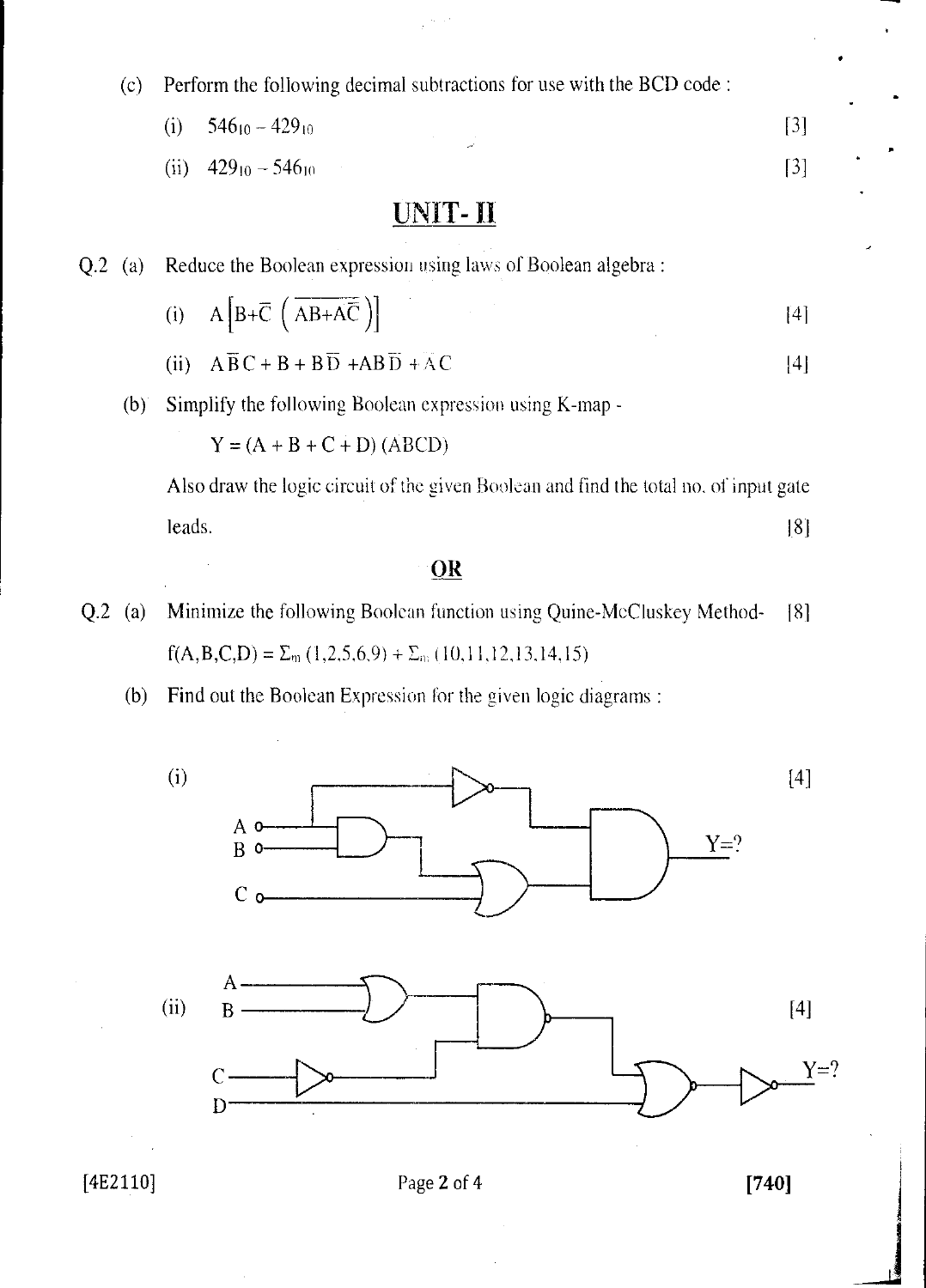(c) Perform the following decimal subtractions for use with the BCD code :

(i) $546_{10} - 429_{10}$ [3]

(ii) $429_{10} - 546_{10}$ [3]

## UNIT- II

Q.2 (a) Reduce the Boolean expression using laws of Boolean algebra :

(i) $A\left[B+\overline{C}\left(\overline{AB+A\overline{C}}\right)\right]$ [4]

(ii) $A\overline{B}C + B + B\overline{D} + AB\overline{D} + AC$ [4]

(b) Simplify the following Boolean expression using K-map -

$Y = (A + B + C + D)(ABCD)$

Also draw the logic circuit of the given Boolean and find the total no. of input gate leads. [8]

**OR**

Q.2 (a) Minimize the following Boolean function using Quine-McCluskey Method- [8]

$f(A,B,C,D) = \Sigma_m(1,2,5,6,9) + \Sigma_d(10,11,12,13,14,15)$

(b) Find out the Boolean Expression for the given logic diagrams :

(i) [4]

A
B
C
Y=?

(ii) [4]

A
B
C
D
Y=?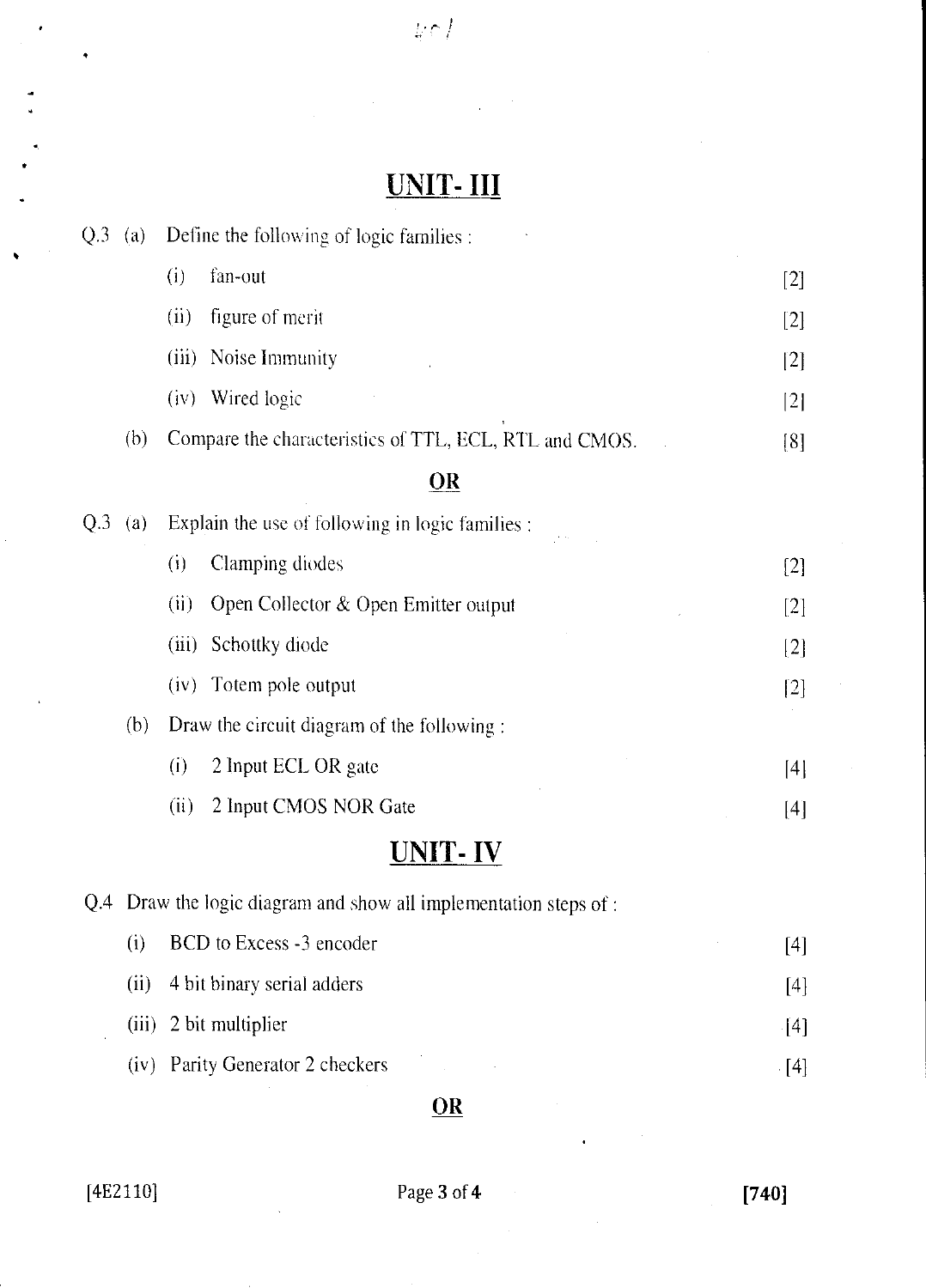# UNIT- III

Q.3 (a) Define the following of logic families :

(i) fan-out [2]

(ii) figure of merit [2]

(iii) Noise Immunity [2]

(iv) Wired logic [2]

(b) Compare the characteristics of TTL, ECL, RTL and CMOS. [8]

**OR**

Q.3 (a) Explain the use of following in logic families :

(i) Clamping diodes [2]

(ii) Open Collector & Open Emitter output [2]

(iii) Schottky diode [2]

(iv) Totem pole output [2]

(b) Draw the circuit diagram of the following :

(i) 2 Input ECL OR gate [4]

(ii) 2 Input CMOS NOR Gate [4]

# UNIT- IV

Q.4 Draw the logic diagram and show all implementation steps of :

(i) BCD to Excess -3 encoder [4]

(ii) 4 bit binary serial adders [4]

(iii) 2 bit multiplier [4]

(iv) Parity Generator 2 checkers [4]

**OR**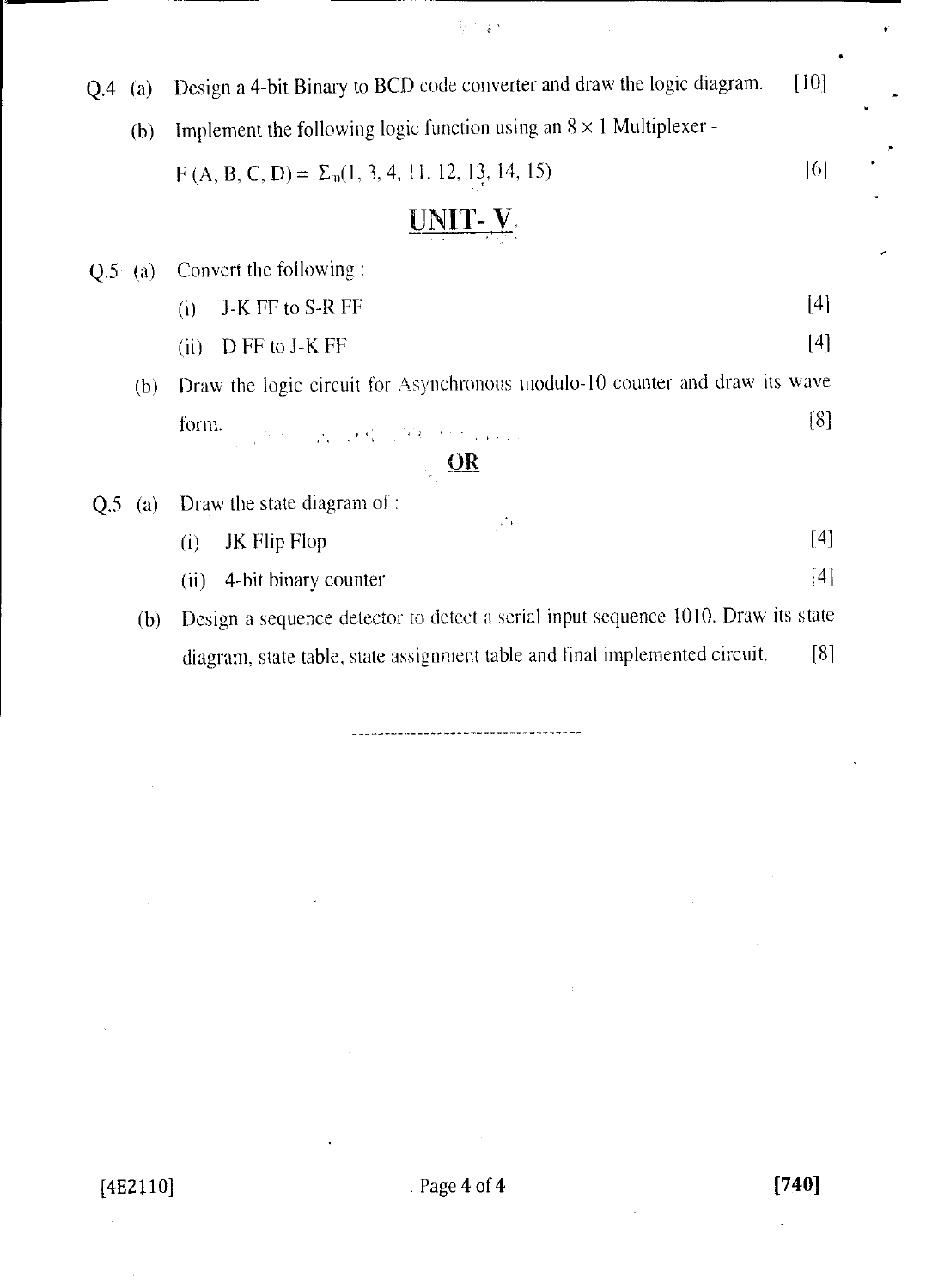Q.4 (a) Design a 4-bit Binary to BCD code converter and draw the logic diagram. [10]

(b) Implement the following logic function using an $8 \times 1$ Multiplexer -

$F(A, B, C, D) = \Sigma_m(1, 3, 4, 11, 12, 13, 14, 15)$ [6]

## UNIT- V

Q.5 (a) Convert the following :

(i) J-K FF to S-R FF [4]

(ii) D FF to J-K FF [4]

(b) Draw the logic circuit for Asynchronous modulo-10 counter and draw its wave form. [8]

**OR**

Q.5 (a) Draw the state diagram of :

(i) JK Flip Flop [4]

(ii) 4-bit binary counter [4]

(b) Design a sequence detector to detect a serial input sequence 1010. Draw its state diagram, state table, state assignment table and final implemented circuit. [8]

---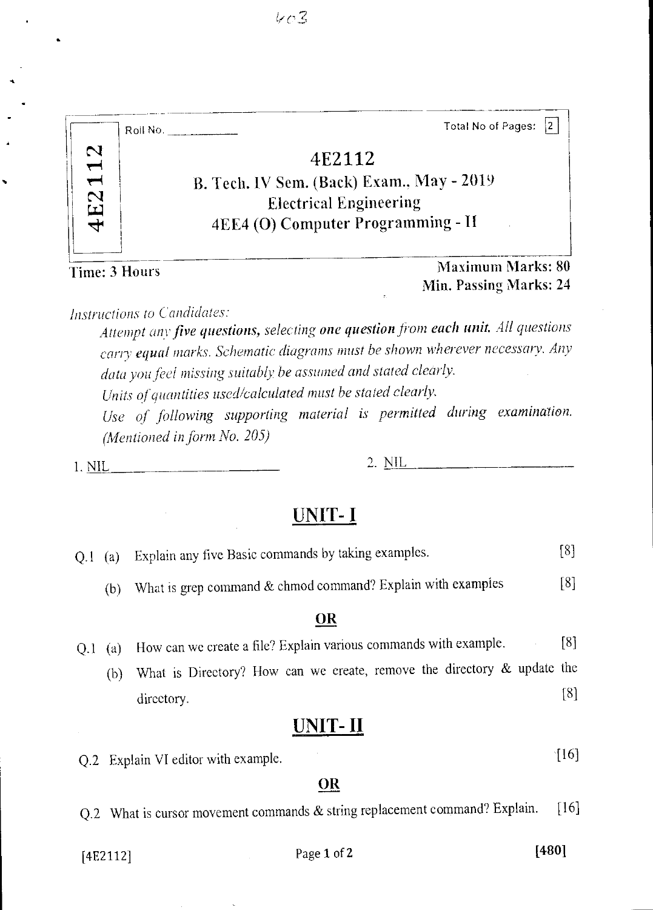Roll No. ____________

Total No of Pages: 2

# 4E2112

## B. Tech. IV Sem. (Back) Exam., May - 2019
## Electrical Engineering
## 4EE4 (O) Computer Programming - II

4E2112

Time: 3 Hours

Maximum Marks: 80
Min. Passing Marks: 24

*Instructions to Candidates:*

*Attempt any **five questions**, selecting **one question** from **each unit**. All questions carry **equal** marks. Schematic diagrams must be shown wherever necessary. Any data you feel missing suitably be assumed and stated clearly.*

*Units of quantities used/calculated must be stated clearly.*

*Use of following supporting material is permitted during examination. (Mentioned in form No. 205)*

1. NIL

2. NIL

## UNIT- I

Q.1 (a) Explain any five Basic commands by taking examples. [8]

(b) What is grep command & chmod command? Explain with examples [8]

**OR**

Q.1 (a) How can we create a file? Explain various commands with example. [8]

(b) What is Directory? How can we create, remove the directory & update the directory. [8]

## UNIT- II

Q.2 Explain VI editor with example. [16]

**OR**

Q.2 What is cursor movement commands & string replacement command? Explain. [16]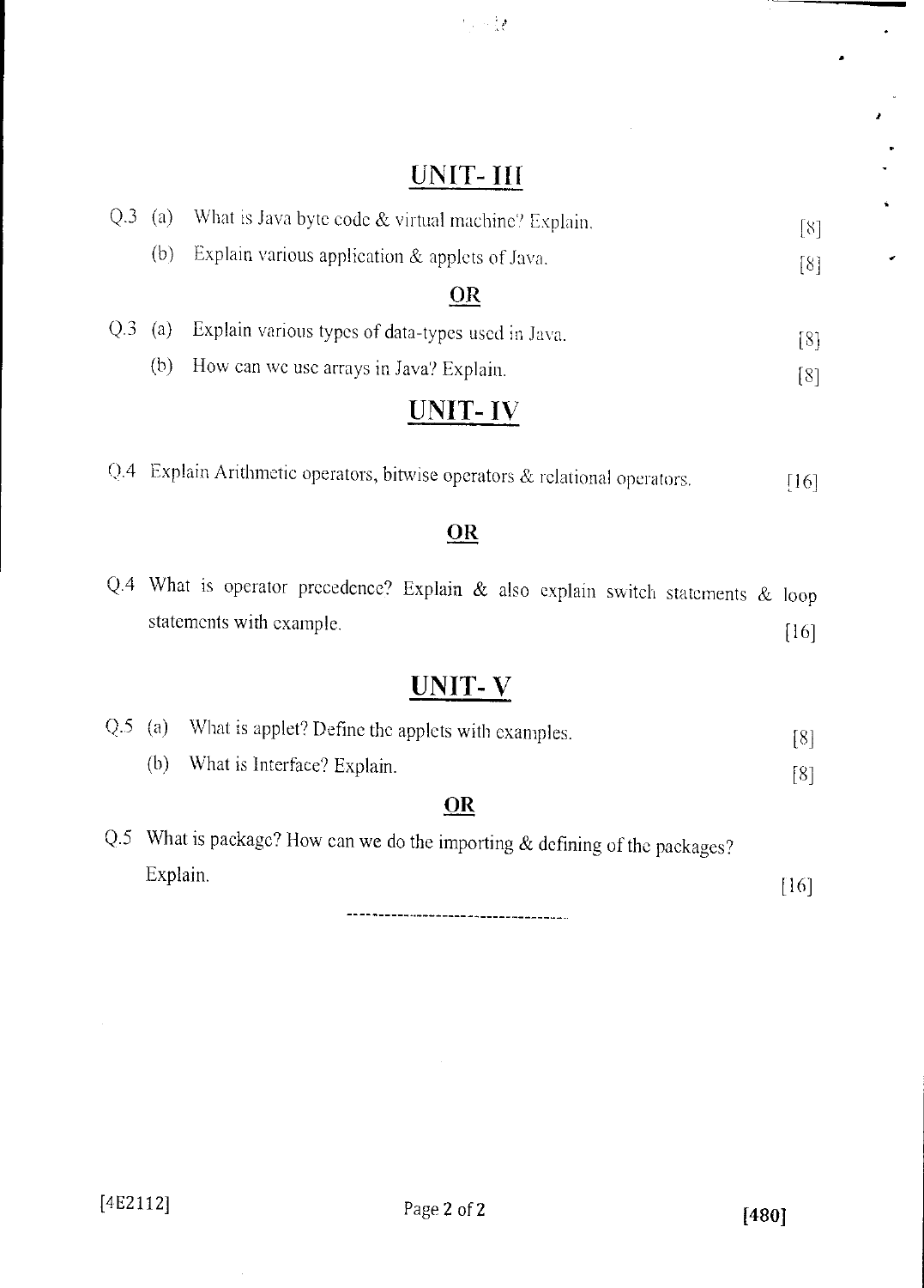## UNIT- III

Q.3 (a) What is Java byte code & virtual machine? Explain. [8]

(b) Explain various application & applets of Java. [8]

**OR**

Q.3 (a) Explain various types of data-types used in Java. [8]

(b) How can we use arrays in Java? Explain. [8]

## UNIT- IV

Q.4 Explain Arithmetic operators, bitwise operators & relational operators. [16]

**OR**

Q.4 What is operator precedence? Explain & also explain switch statements & loop statements with example. [16]

## UNIT- V

Q.5 (a) What is applet? Define the applets with examples. [8]

(b) What is Interface? Explain. [8]

**OR**

Q.5 What is package? How can we do the importing & defining of the packages? Explain. [16]

---